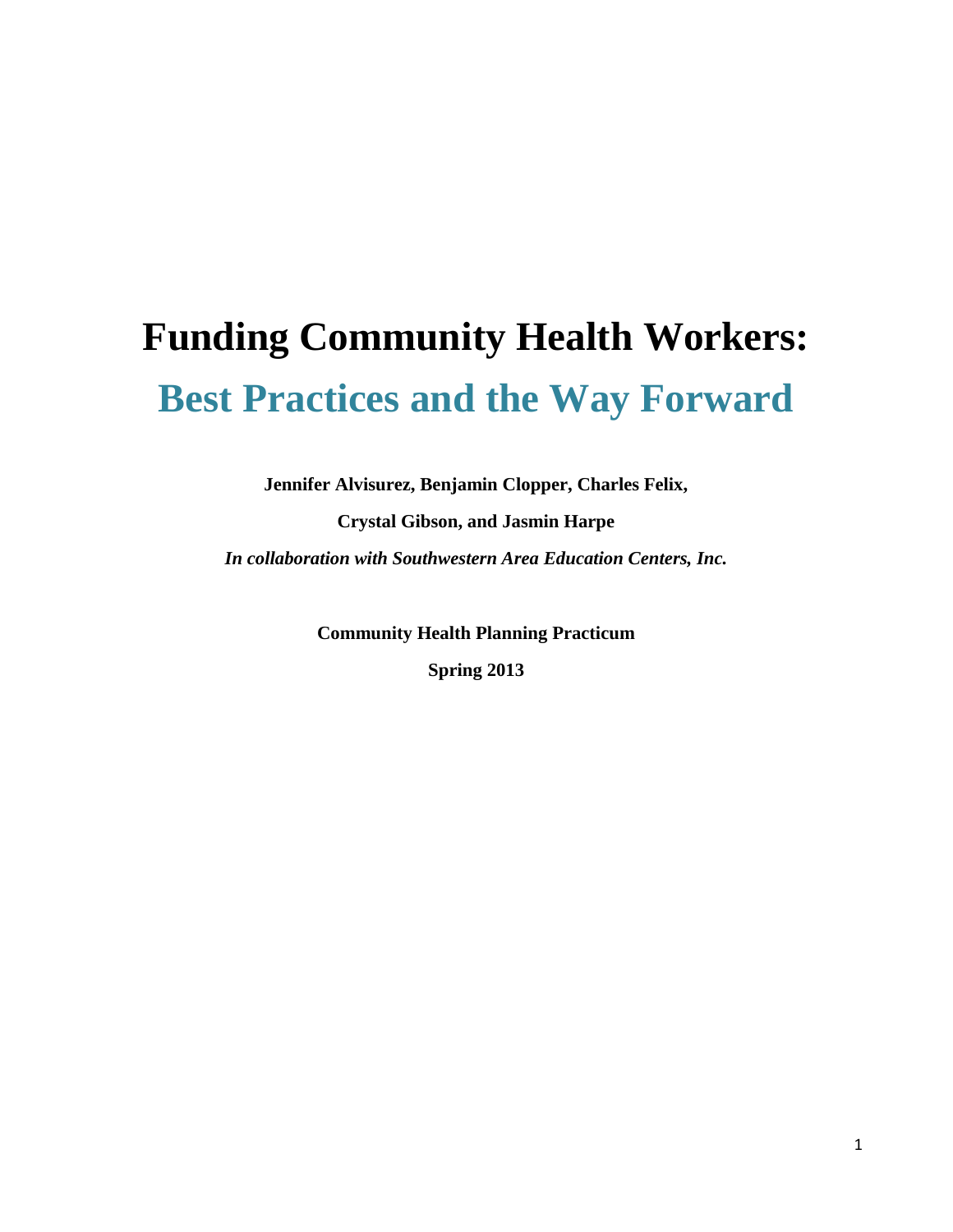# Funding Community Health Workers:

## Best Practices and the Way Forward

**Jennifer Alvisurez, Benjamin Clopper, Charles Felix,**

**Crystal Gibson, and Jasmin Harpe**

***In collaboration with Southwestern Area Education Centers, Inc.***

**Community Health Planning Practicum**

**Spring 2013**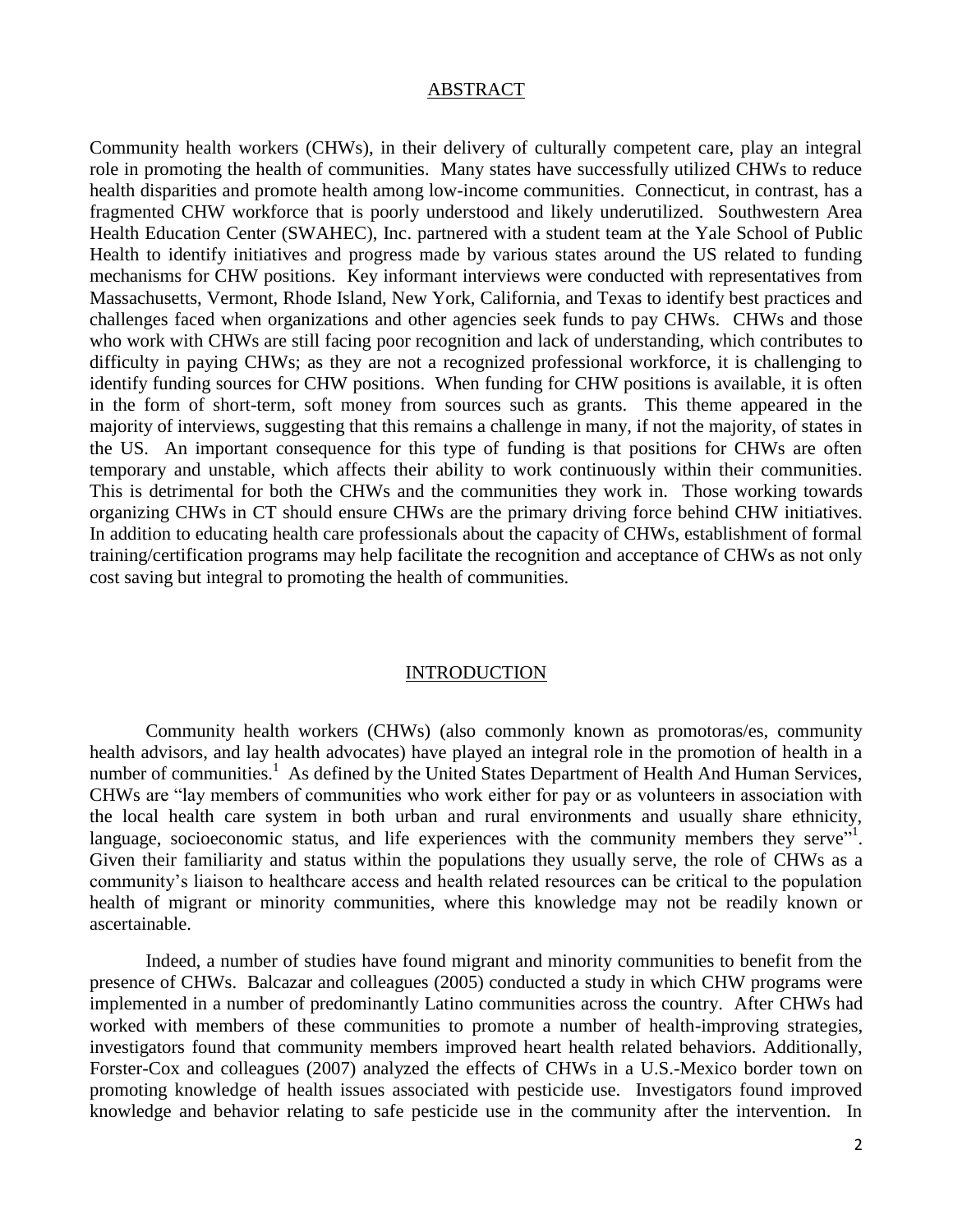## ABSTRACT

Community health workers (CHWs), in their delivery of culturally competent care, play an integral role in promoting the health of communities. Many states have successfully utilized CHWs to reduce health disparities and promote health among low-income communities. Connecticut, in contrast, has a fragmented CHW workforce that is poorly understood and likely underutilized. Southwestern Area Health Education Center (SWAHEC), Inc. partnered with a student team at the Yale School of Public Health to identify initiatives and progress made by various states around the US related to funding mechanisms for CHW positions. Key informant interviews were conducted with representatives from Massachusetts, Vermont, Rhode Island, New York, California, and Texas to identify best practices and challenges faced when organizations and other agencies seek funds to pay CHWs. CHWs and those who work with CHWs are still facing poor recognition and lack of understanding, which contributes to difficulty in paying CHWs; as they are not a recognized professional workforce, it is challenging to identify funding sources for CHW positions. When funding for CHW positions is available, it is often in the form of short-term, soft money from sources such as grants. This theme appeared in the majority of interviews, suggesting that this remains a challenge in many, if not the majority, of states in the US. An important consequence for this type of funding is that positions for CHWs are often temporary and unstable, which affects their ability to work continuously within their communities. This is detrimental for both the CHWs and the communities they work in. Those working towards organizing CHWs in CT should ensure CHWs are the primary driving force behind CHW initiatives. In addition to educating health care professionals about the capacity of CHWs, establishment of formal training/certification programs may help facilitate the recognition and acceptance of CHWs as not only cost saving but integral to promoting the health of communities.

## INTRODUCTION

Community health workers (CHWs) (also commonly known as promotoras/es, community health advisors, and lay health advocates) have played an integral role in the promotion of health in a number of communities.[1] As defined by the United States Department of Health And Human Services, CHWs are "lay members of communities who work either for pay or as volunteers in association with the local health care system in both urban and rural environments and usually share ethnicity, language, socioeconomic status, and life experiences with the community members they serve"[1]. Given their familiarity and status within the populations they usually serve, the role of CHWs as a community's liaison to healthcare access and health related resources can be critical to the population health of migrant or minority communities, where this knowledge may not be readily known or ascertainable.

Indeed, a number of studies have found migrant and minority communities to benefit from the presence of CHWs. Balcazar and colleagues (2005) conducted a study in which CHW programs were implemented in a number of predominantly Latino communities across the country. After CHWs had worked with members of these communities to promote a number of health-improving strategies, investigators found that community members improved heart health related behaviors. Additionally, Forster-Cox and colleagues (2007) analyzed the effects of CHWs in a U.S.-Mexico border town on promoting knowledge of health issues associated with pesticide use. Investigators found improved knowledge and behavior relating to safe pesticide use in the community after the intervention. In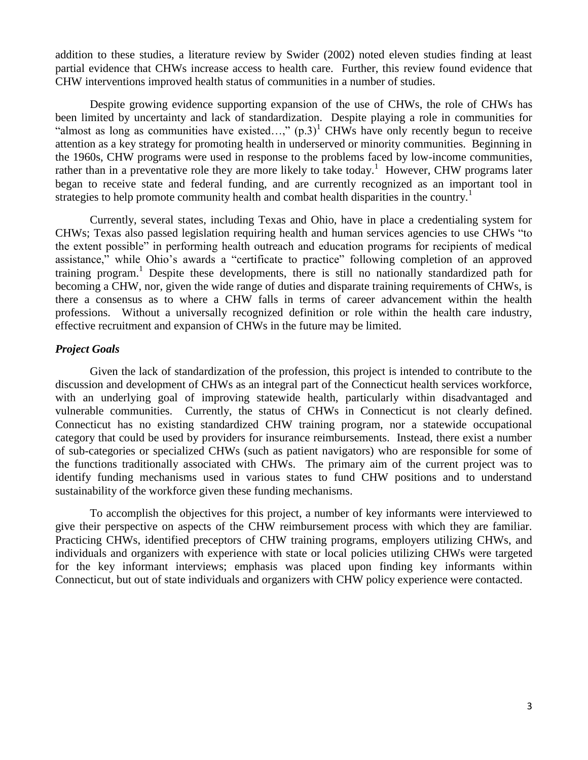addition to these studies, a literature review by Swider (2002) noted eleven studies finding at least partial evidence that CHWs increase access to health care. Further, this review found evidence that CHW interventions improved health status of communities in a number of studies.

Despite growing evidence supporting expansion of the use of CHWs, the role of CHWs has been limited by uncertainty and lack of standardization. Despite playing a role in communities for "almost as long as communities have existed…," (p.3)[1] CHWs have only recently begun to receive attention as a key strategy for promoting health in underserved or minority communities. Beginning in the 1960s, CHW programs were used in response to the problems faced by low-income communities, rather than in a preventative role they are more likely to take today.[1] However, CHW programs later began to receive state and federal funding, and are currently recognized as an important tool in strategies to help promote community health and combat health disparities in the country.[1]

Currently, several states, including Texas and Ohio, have in place a credentialing system for CHWs; Texas also passed legislation requiring health and human services agencies to use CHWs "to the extent possible" in performing health outreach and education programs for recipients of medical assistance," while Ohio's awards a "certificate to practice" following completion of an approved training program.[1] Despite these developments, there is still no nationally standardized path for becoming a CHW, nor, given the wide range of duties and disparate training requirements of CHWs, is there a consensus as to where a CHW falls in terms of career advancement within the health professions. Without a universally recognized definition or role within the health care industry, effective recruitment and expansion of CHWs in the future may be limited.

### *Project Goals*

Given the lack of standardization of the profession, this project is intended to contribute to the discussion and development of CHWs as an integral part of the Connecticut health services workforce, with an underlying goal of improving statewide health, particularly within disadvantaged and vulnerable communities. Currently, the status of CHWs in Connecticut is not clearly defined. Connecticut has no existing standardized CHW training program, nor a statewide occupational category that could be used by providers for insurance reimbursements. Instead, there exist a number of sub-categories or specialized CHWs (such as patient navigators) who are responsible for some of the functions traditionally associated with CHWs. The primary aim of the current project was to identify funding mechanisms used in various states to fund CHW positions and to understand sustainability of the workforce given these funding mechanisms.

To accomplish the objectives for this project, a number of key informants were interviewed to give their perspective on aspects of the CHW reimbursement process with which they are familiar. Practicing CHWs, identified preceptors of CHW training programs, employers utilizing CHWs, and individuals and organizers with experience with state or local policies utilizing CHWs were targeted for the key informant interviews; emphasis was placed upon finding key informants within Connecticut, but out of state individuals and organizers with CHW policy experience were contacted.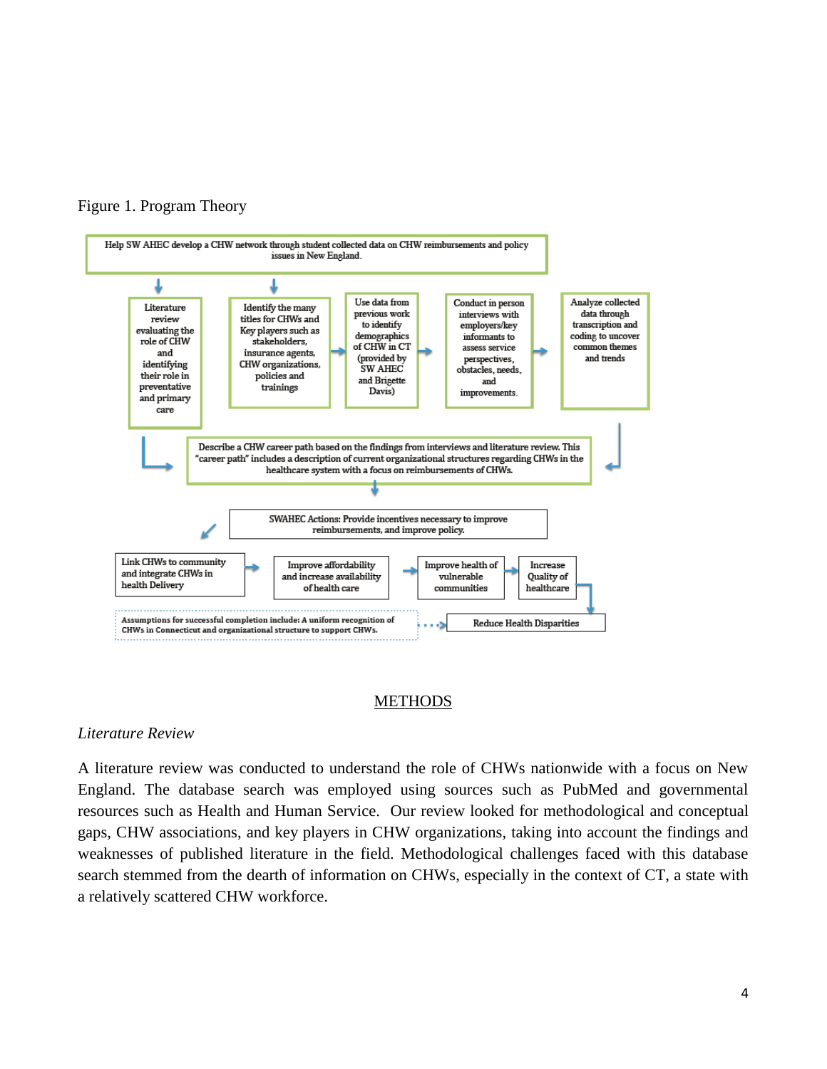Figure 1. Program Theory

Help SW AHEC develop a CHW network through student collected data on CHW reimbursements and policy issues in New England.

Literature review evaluating the role of CHW and identifying their role in preventative and primary care

Identify the many titles for CHWs and Key players such as stakeholders, insurance agents, CHW organizations, policies and trainings

Use data from previous work to identify demographics of CHW in CT (provided by SW AHEC and Brigette Davis)

Conduct in person interviews with employers/key informants to assess service perspectives, obstacles, needs, and improvements.

Analyze collected data through transcription and coding to uncover common themes and trends

Describe a CHW career path based on the findings from interviews and literature review. This "career path" includes a description of current organizational structures regarding CHWs in the healthcare system with a focus on reimbursements of CHWs.

SWAHEC Actions: Provide incentives necessary to improve reimbursements, and improve policy.

Link CHWs to community and integrate CHWs in health Delivery

Improve affordability and increase availability of health care

Improve health of vulnerable communities

Increase Quality of healthcare

Assumptions for successful completion include: A uniform recognition of CHWs in Connecticut and organizational structure to support CHWs.

Reduce Health Disparities

## METHODS

*Literature Review*

A literature review was conducted to understand the role of CHWs nationwide with a focus on New England. The database search was employed using sources such as PubMed and governmental resources such as Health and Human Service. Our review looked for methodological and conceptual gaps, CHW associations, and key players in CHW organizations, taking into account the findings and weaknesses of published literature in the field. Methodological challenges faced with this database search stemmed from the dearth of information on CHWs, especially in the context of CT, a state with a relatively scattered CHW workforce.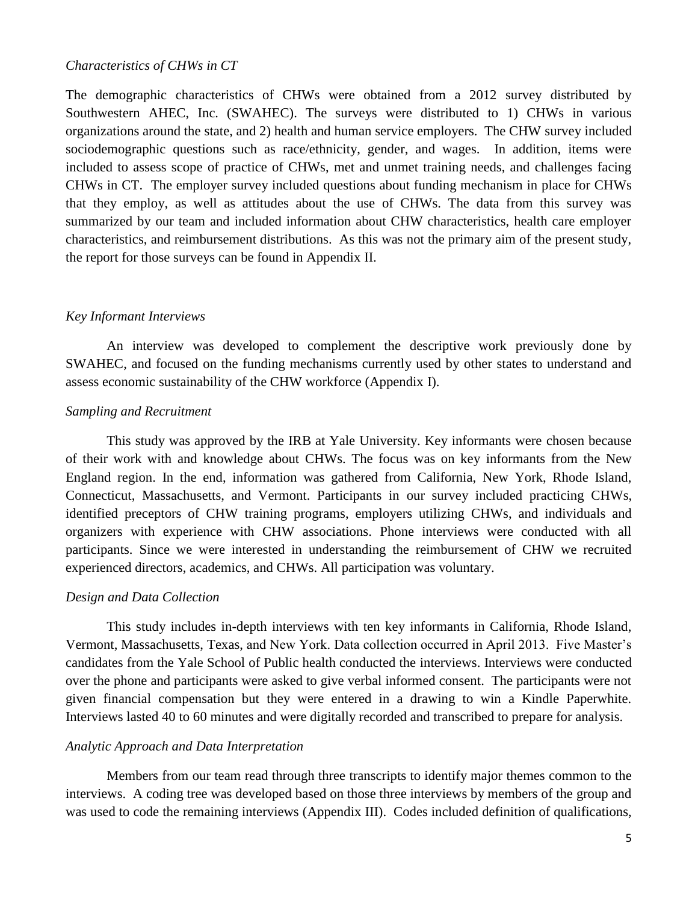*Characteristics of CHWs in CT*

The demographic characteristics of CHWs were obtained from a 2012 survey distributed by Southwestern AHEC, Inc. (SWAHEC). The surveys were distributed to 1) CHWs in various organizations around the state, and 2) health and human service employers. The CHW survey included sociodemographic questions such as race/ethnicity, gender, and wages. In addition, items were included to assess scope of practice of CHWs, met and unmet training needs, and challenges facing CHWs in CT. The employer survey included questions about funding mechanism in place for CHWs that they employ, as well as attitudes about the use of CHWs. The data from this survey was summarized by our team and included information about CHW characteristics, health care employer characteristics, and reimbursement distributions. As this was not the primary aim of the present study, the report for those surveys can be found in Appendix II.

*Key Informant Interviews*

An interview was developed to complement the descriptive work previously done by SWAHEC, and focused on the funding mechanisms currently used by other states to understand and assess economic sustainability of the CHW workforce (Appendix I).

*Sampling and Recruitment*

This study was approved by the IRB at Yale University. Key informants were chosen because of their work with and knowledge about CHWs. The focus was on key informants from the New England region. In the end, information was gathered from California, New York, Rhode Island, Connecticut, Massachusetts, and Vermont. Participants in our survey included practicing CHWs, identified preceptors of CHW training programs, employers utilizing CHWs, and individuals and organizers with experience with CHW associations. Phone interviews were conducted with all participants. Since we were interested in understanding the reimbursement of CHW we recruited experienced directors, academics, and CHWs. All participation was voluntary.

*Design and Data Collection*

This study includes in-depth interviews with ten key informants in California, Rhode Island, Vermont, Massachusetts, Texas, and New York. Data collection occurred in April 2013. Five Master's candidates from the Yale School of Public health conducted the interviews. Interviews were conducted over the phone and participants were asked to give verbal informed consent. The participants were not given financial compensation but they were entered in a drawing to win a Kindle Paperwhite. Interviews lasted 40 to 60 minutes and were digitally recorded and transcribed to prepare for analysis.

*Analytic Approach and Data Interpretation*

Members from our team read through three transcripts to identify major themes common to the interviews. A coding tree was developed based on those three interviews by members of the group and was used to code the remaining interviews (Appendix III). Codes included definition of qualifications,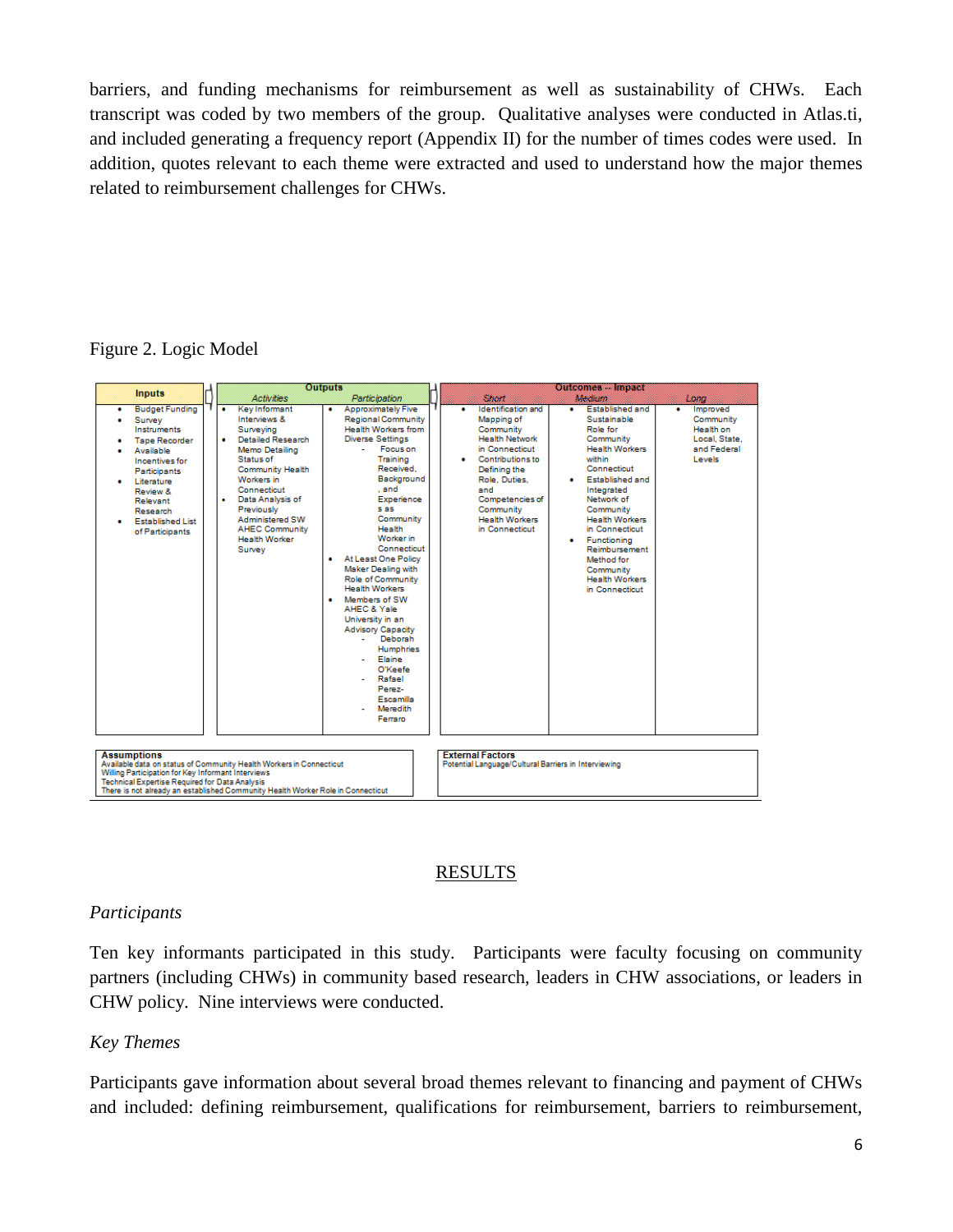barriers, and funding mechanisms for reimbursement as well as sustainability of CHWs. Each transcript was coded by two members of the group. Qualitative analyses were conducted in Atlas.ti, and included generating a frequency report (Appendix II) for the number of times codes were used. In addition, quotes relevant to each theme were extracted and used to understand how the major themes related to reimbursement challenges for CHWs.

Figure 2. Logic Model

| Inputs | Outputs | | Outcomes -- Impact | | |
|---|---|---|---|---|---|
| | Activities | Participation | Short | Medium | Long |
| • Budget Funding<br>• Survey Instruments<br>• Tape Recorder<br>• Available Incentives for Participants<br>• Literature Review & Relevant Research<br>• Established List of Participants | • Key Informant Interviews & Surveying<br>• Detailed Research Memo Detailing Status of Community Health Workers in Connecticut<br>• Data Analysis of Previously Administered SW AHEC Community Health Worker Survey | • Approximately Five Regional Community Health Workers from Diverse Settings<br>- Focus on Training Received, Background, and Experiences as Community Health Worker in Connecticut<br>• At Least One Policy Maker Dealing with Role of Community Health Workers<br>• Members of SW AHEC & Yale University in an Advisory Capacity<br>- Deborah Humphries<br>- Elaine O'Keefe<br>- Rafael Perez-Escamilla<br>- Meredith Ferraro | • Identification and Mapping of Community Health Network in Connecticut<br>• Contributions to Defining the Role, Duties, and Competencies of Community Health Workers in Connecticut | • Established and Sustainable Role for Community Health Workers within Connecticut<br>• Established and Integrated Network of Community Health Workers in Connecticut<br>• Functioning Reimbursement Method for Community Health Workers in Connecticut | • Improved Community Health on Local, State, and Federal Levels |

**Assumptions**
Available data on status of Community Health Workers in Connecticut
Willing Participation for Key Informant Interviews
Technical Expertise Required for Data Analysis
There is not already an established Community Health Worker Role in Connecticut

**External Factors**
Potential Language/Cultural Barriers in Interviewing

## RESULTS

*Participants*

Ten key informants participated in this study. Participants were faculty focusing on community partners (including CHWs) in community based research, leaders in CHW associations, or leaders in CHW policy. Nine interviews were conducted.

*Key Themes*

Participants gave information about several broad themes relevant to financing and payment of CHWs and included: defining reimbursement, qualifications for reimbursement, barriers to reimbursement,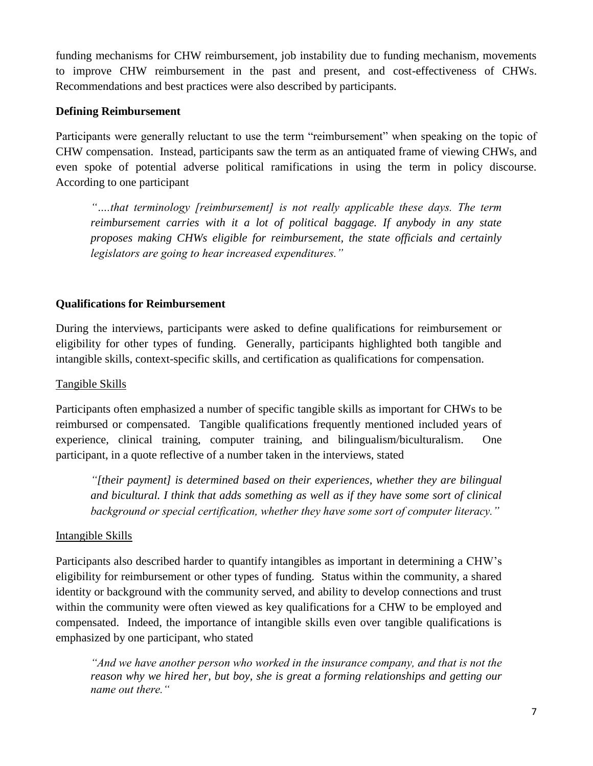funding mechanisms for CHW reimbursement, job instability due to funding mechanism, movements to improve CHW reimbursement in the past and present, and cost-effectiveness of CHWs. Recommendations and best practices were also described by participants.

**Defining Reimbursement**

Participants were generally reluctant to use the term "reimbursement" when speaking on the topic of CHW compensation. Instead, participants saw the term as an antiquated frame of viewing CHWs, and even spoke of potential adverse political ramifications in using the term in policy discourse. According to one participant

> *"….that terminology [reimbursement] is not really applicable these days. The term reimbursement carries with it a lot of political baggage. If anybody in any state proposes making CHWs eligible for reimbursement, the state officials and certainly legislators are going to hear increased expenditures."*

**Qualifications for Reimbursement**

During the interviews, participants were asked to define qualifications for reimbursement or eligibility for other types of funding. Generally, participants highlighted both tangible and intangible skills, context-specific skills, and certification as qualifications for compensation.

<u>Tangible Skills</u>

Participants often emphasized a number of specific tangible skills as important for CHWs to be reimbursed or compensated. Tangible qualifications frequently mentioned included years of experience, clinical training, computer training, and bilingualism/biculturalism. One participant, in a quote reflective of a number taken in the interviews, stated

> *"[their payment] is determined based on their experiences, whether they are bilingual and bicultural. I think that adds something as well as if they have some sort of clinical background or special certification, whether they have some sort of computer literacy."*

<u>Intangible Skills</u>

Participants also described harder to quantify intangibles as important in determining a CHW's eligibility for reimbursement or other types of funding. Status within the community, a shared identity or background with the community served, and ability to develop connections and trust within the community were often viewed as key qualifications for a CHW to be employed and compensated. Indeed, the importance of intangible skills even over tangible qualifications is emphasized by one participant, who stated

> *"And we have another person who worked in the insurance company, and that is not the reason why we hired her, but boy, she is great a forming relationships and getting our name out there."*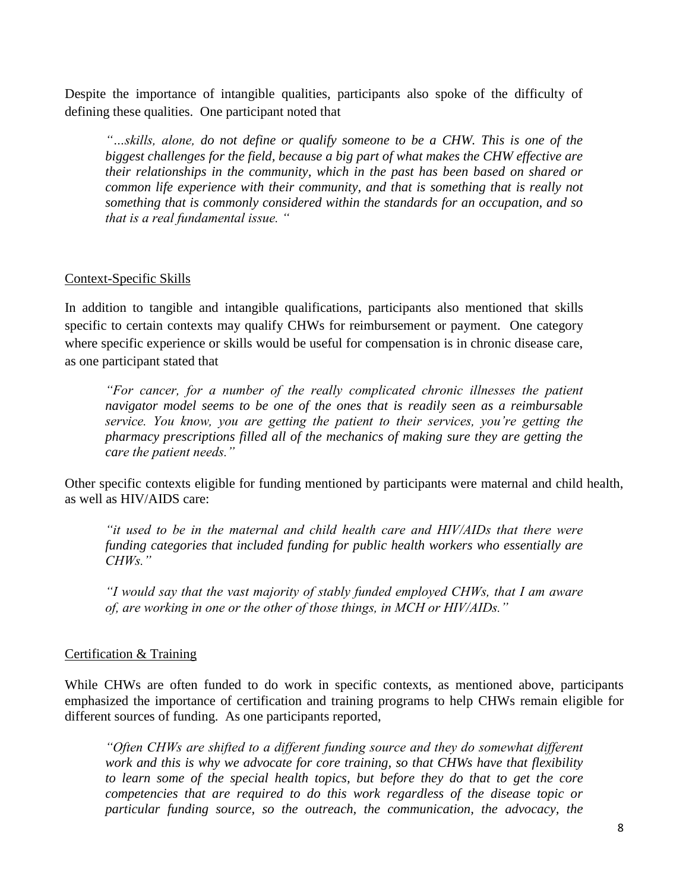Despite the importance of intangible qualities, participants also spoke of the difficulty of defining these qualities. One participant noted that

> *"…skills, alone, do not define or qualify someone to be a CHW. This is one of the biggest challenges for the field, because a big part of what makes the CHW effective are their relationships in the community, which in the past has been based on shared or common life experience with their community, and that is something that is really not something that is commonly considered within the standards for an occupation, and so that is a real fundamental issue. "*

Context-Specific Skills

In addition to tangible and intangible qualifications, participants also mentioned that skills specific to certain contexts may qualify CHWs for reimbursement or payment. One category where specific experience or skills would be useful for compensation is in chronic disease care, as one participant stated that

> *"For cancer, for a number of the really complicated chronic illnesses the patient navigator model seems to be one of the ones that is readily seen as a reimbursable service. You know, you are getting the patient to their services, you're getting the pharmacy prescriptions filled all of the mechanics of making sure they are getting the care the patient needs."*

Other specific contexts eligible for funding mentioned by participants were maternal and child health, as well as HIV/AIDS care:

> *"it used to be in the maternal and child health care and HIV/AIDs that there were funding categories that included funding for public health workers who essentially are CHWs."*
>
> *"I would say that the vast majority of stably funded employed CHWs, that I am aware of, are working in one or the other of those things, in MCH or HIV/AIDs."*

Certification & Training

While CHWs are often funded to do work in specific contexts, as mentioned above, participants emphasized the importance of certification and training programs to help CHWs remain eligible for different sources of funding. As one participants reported,

> *"Often CHWs are shifted to a different funding source and they do somewhat different work and this is why we advocate for core training, so that CHWs have that flexibility to learn some of the special health topics, but before they do that to get the core competencies that are required to do this work regardless of the disease topic or particular funding source, so the outreach, the communication, the advocacy, the*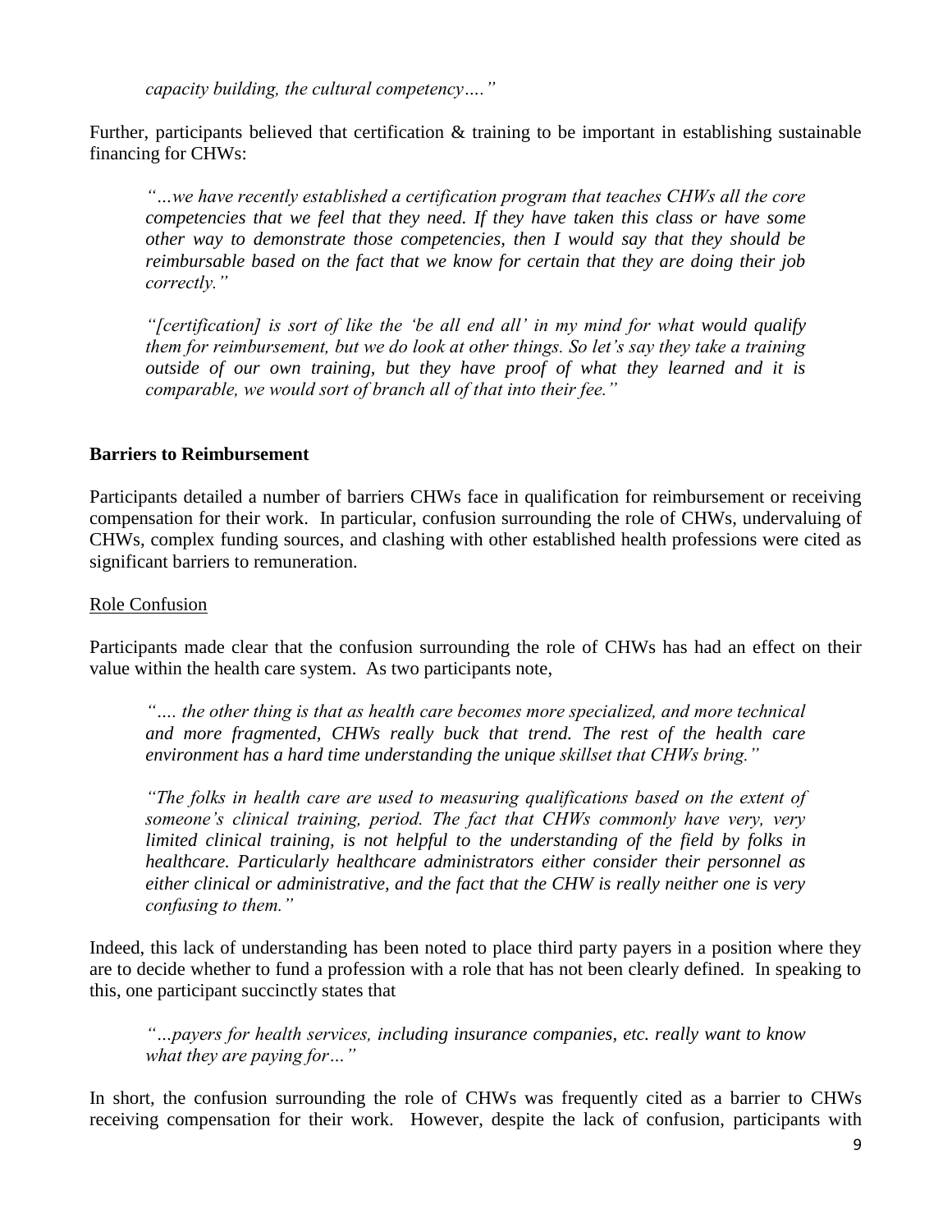*capacity building, the cultural competency…."*

Further, participants believed that certification & training to be important in establishing sustainable financing for CHWs:

> *"…we have recently established a certification program that teaches CHWs all the core competencies that we feel that they need. If they have taken this class or have some other way to demonstrate those competencies, then I would say that they should be reimbursable based on the fact that we know for certain that they are doing their job correctly."*
>
> *"[certification] is sort of like the 'be all end all' in my mind for what would qualify them for reimbursement, but we do look at other things. So let's say they take a training outside of our own training, but they have proof of what they learned and it is comparable, we would sort of branch all of that into their fee."*

**Barriers to Reimbursement**

Participants detailed a number of barriers CHWs face in qualification for reimbursement or receiving compensation for their work. In particular, confusion surrounding the role of CHWs, undervaluing of CHWs, complex funding sources, and clashing with other established health professions were cited as significant barriers to remuneration.

<u>Role Confusion</u>

Participants made clear that the confusion surrounding the role of CHWs has had an effect on their value within the health care system. As two participants note,

> *"…. the other thing is that as health care becomes more specialized, and more technical and more fragmented, CHWs really buck that trend. The rest of the health care environment has a hard time understanding the unique skillset that CHWs bring."*
>
> *"The folks in health care are used to measuring qualifications based on the extent of someone's clinical training, period. The fact that CHWs commonly have very, very limited clinical training, is not helpful to the understanding of the field by folks in healthcare. Particularly healthcare administrators either consider their personnel as either clinical or administrative, and the fact that the CHW is really neither one is very confusing to them."*

Indeed, this lack of understanding has been noted to place third party payers in a position where they are to decide whether to fund a profession with a role that has not been clearly defined. In speaking to this, one participant succinctly states that

> *"…payers for health services, including insurance companies, etc. really want to know what they are paying for…"*

In short, the confusion surrounding the role of CHWs was frequently cited as a barrier to CHWs receiving compensation for their work. However, despite the lack of confusion, participants with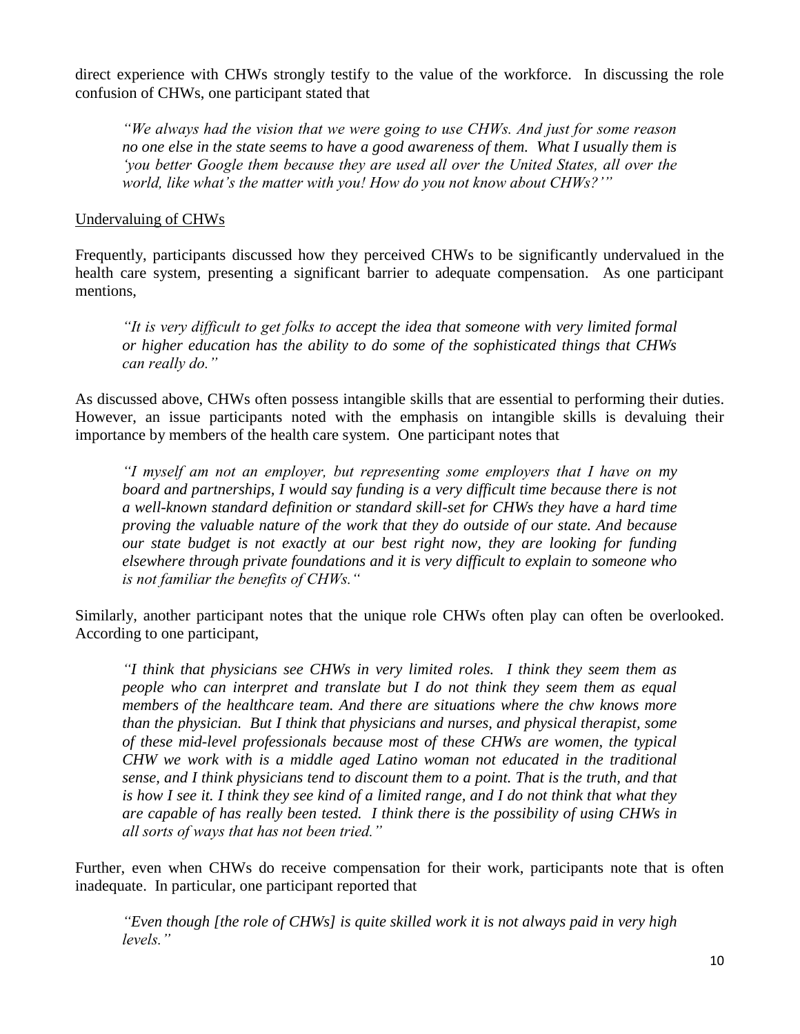direct experience with CHWs strongly testify to the value of the workforce. In discussing the role confusion of CHWs, one participant stated that

> *"We always had the vision that we were going to use CHWs. And just for some reason no one else in the state seems to have a good awareness of them. What I usually them is 'you better Google them because they are used all over the United States, all over the world, like what's the matter with you! How do you not know about CHWs?'"*

<u>Undervaluing of CHWs</u>

Frequently, participants discussed how they perceived CHWs to be significantly undervalued in the health care system, presenting a significant barrier to adequate compensation. As one participant mentions,

> *"It is very difficult to get folks to accept the idea that someone with very limited formal or higher education has the ability to do some of the sophisticated things that CHWs can really do."*

As discussed above, CHWs often possess intangible skills that are essential to performing their duties. However, an issue participants noted with the emphasis on intangible skills is devaluing their importance by members of the health care system. One participant notes that

> *"I myself am not an employer, but representing some employers that I have on my board and partnerships, I would say funding is a very difficult time because there is not a well-known standard definition or standard skill-set for CHWs they have a hard time proving the valuable nature of the work that they do outside of our state. And because our state budget is not exactly at our best right now, they are looking for funding elsewhere through private foundations and it is very difficult to explain to someone who is not familiar the benefits of CHWs."*

Similarly, another participant notes that the unique role CHWs often play can often be overlooked. According to one participant,

> *"I think that physicians see CHWs in very limited roles. I think they seem them as people who can interpret and translate but I do not think they seem them as equal members of the healthcare team. And there are situations where the chw knows more than the physician. But I think that physicians and nurses, and physical therapist, some of these mid-level professionals because most of these CHWs are women, the typical CHW we work with is a middle aged Latino woman not educated in the traditional sense, and I think physicians tend to discount them to a point. That is the truth, and that is how I see it. I think they see kind of a limited range, and I do not think that what they are capable of has really been tested. I think there is the possibility of using CHWs in all sorts of ways that has not been tried."*

Further, even when CHWs do receive compensation for their work, participants note that is often inadequate. In particular, one participant reported that

> *"Even though [the role of CHWs] is quite skilled work it is not always paid in very high levels."*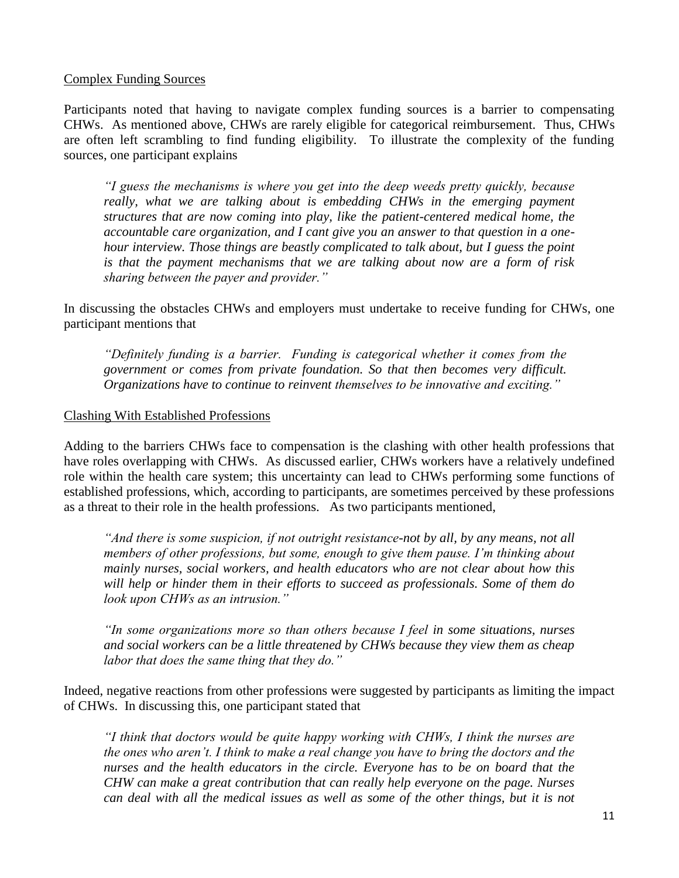Complex Funding Sources

Participants noted that having to navigate complex funding sources is a barrier to compensating CHWs. As mentioned above, CHWs are rarely eligible for categorical reimbursement. Thus, CHWs are often left scrambling to find funding eligibility. To illustrate the complexity of the funding sources, one participant explains

> *"I guess the mechanisms is where you get into the deep weeds pretty quickly, because really, what we are talking about is embedding CHWs in the emerging payment structures that are now coming into play, like the patient-centered medical home, the accountable care organization, and I cant give you an answer to that question in a one-hour interview. Those things are beastly complicated to talk about, but I guess the point is that the payment mechanisms that we are talking about now are a form of risk sharing between the payer and provider."*

In discussing the obstacles CHWs and employers must undertake to receive funding for CHWs, one participant mentions that

> *"Definitely funding is a barrier. Funding is categorical whether it comes from the government or comes from private foundation. So that then becomes very difficult. Organizations have to continue to reinvent themselves to be innovative and exciting."*

Clashing With Established Professions

Adding to the barriers CHWs face to compensation is the clashing with other health professions that have roles overlapping with CHWs. As discussed earlier, CHWs workers have a relatively undefined role within the health care system; this uncertainty can lead to CHWs performing some functions of established professions, which, according to participants, are sometimes perceived by these professions as a threat to their role in the health professions. As two participants mentioned,

> *"And there is some suspicion, if not outright resistance-not by all, by any means, not all members of other professions, but some, enough to give them pause. I'm thinking about mainly nurses, social workers, and health educators who are not clear about how this will help or hinder them in their efforts to succeed as professionals. Some of them do look upon CHWs as an intrusion."*
>
> *"In some organizations more so than others because I feel in some situations, nurses and social workers can be a little threatened by CHWs because they view them as cheap labor that does the same thing that they do."*

Indeed, negative reactions from other professions were suggested by participants as limiting the impact of CHWs. In discussing this, one participant stated that

> *"I think that doctors would be quite happy working with CHWs, I think the nurses are the ones who aren't. I think to make a real change you have to bring the doctors and the nurses and the health educators in the circle. Everyone has to be on board that the CHW can make a great contribution that can really help everyone on the page. Nurses can deal with all the medical issues as well as some of the other things, but it is not*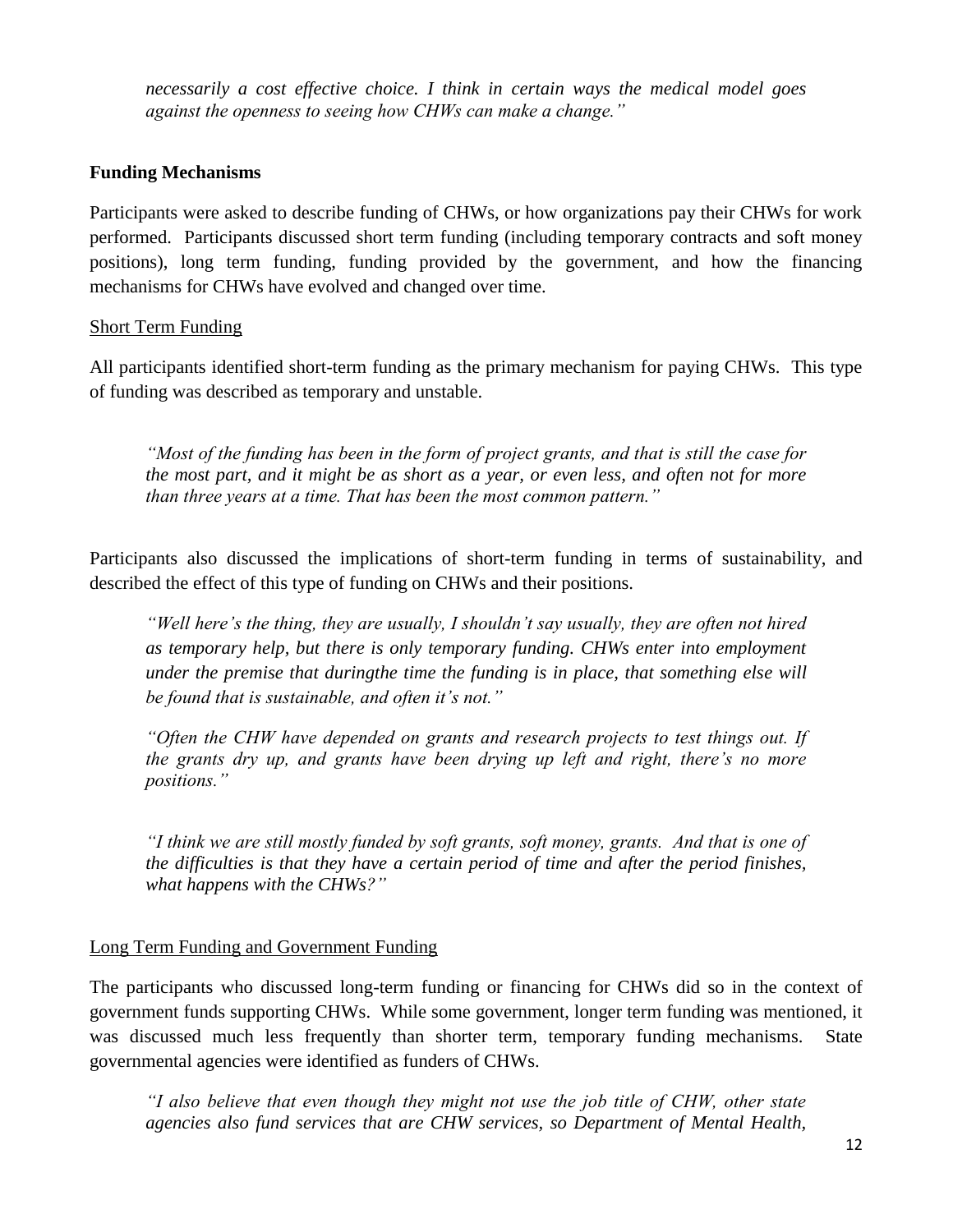*necessarily a cost effective choice. I think in certain ways the medical model goes against the openness to seeing how CHWs can make a change."*

## Funding Mechanisms

Participants were asked to describe funding of CHWs, or how organizations pay their CHWs for work performed. Participants discussed short term funding (including temporary contracts and soft money positions), long term funding, funding provided by the government, and how the financing mechanisms for CHWs have evolved and changed over time.

### Short Term Funding

All participants identified short-term funding as the primary mechanism for paying CHWs. This type of funding was described as temporary and unstable.

> *"Most of the funding has been in the form of project grants, and that is still the case for the most part, and it might be as short as a year, or even less, and often not for more than three years at a time. That has been the most common pattern."*

Participants also discussed the implications of short-term funding in terms of sustainability, and described the effect of this type of funding on CHWs and their positions.

> *"Well here's the thing, they are usually, I shouldn't say usually, they are often not hired as temporary help, but there is only temporary funding. CHWs enter into employment under the premise that duringthe the time the funding is in place, that something else will be found that is sustainable, and often it's not."*

> *"Often the CHW have depended on grants and research projects to test things out. If the grants dry up, and grants have been drying up left and right, there's no more positions."*

> *"I think we are still mostly funded by soft grants, soft money, grants. And that is one of the difficulties is that they have a certain period of time and after the period finishes, what happens with the CHWs?"*

### Long Term Funding and Government Funding

The participants who discussed long-term funding or financing for CHWs did so in the context of government funds supporting CHWs. While some government, longer term funding was mentioned, it was discussed much less frequently than shorter term, temporary funding mechanisms. State governmental agencies were identified as funders of CHWs.

> *"I also believe that even though they might not use the job title of CHW, other state agencies also fund services that are CHW services, so Department of Mental Health,*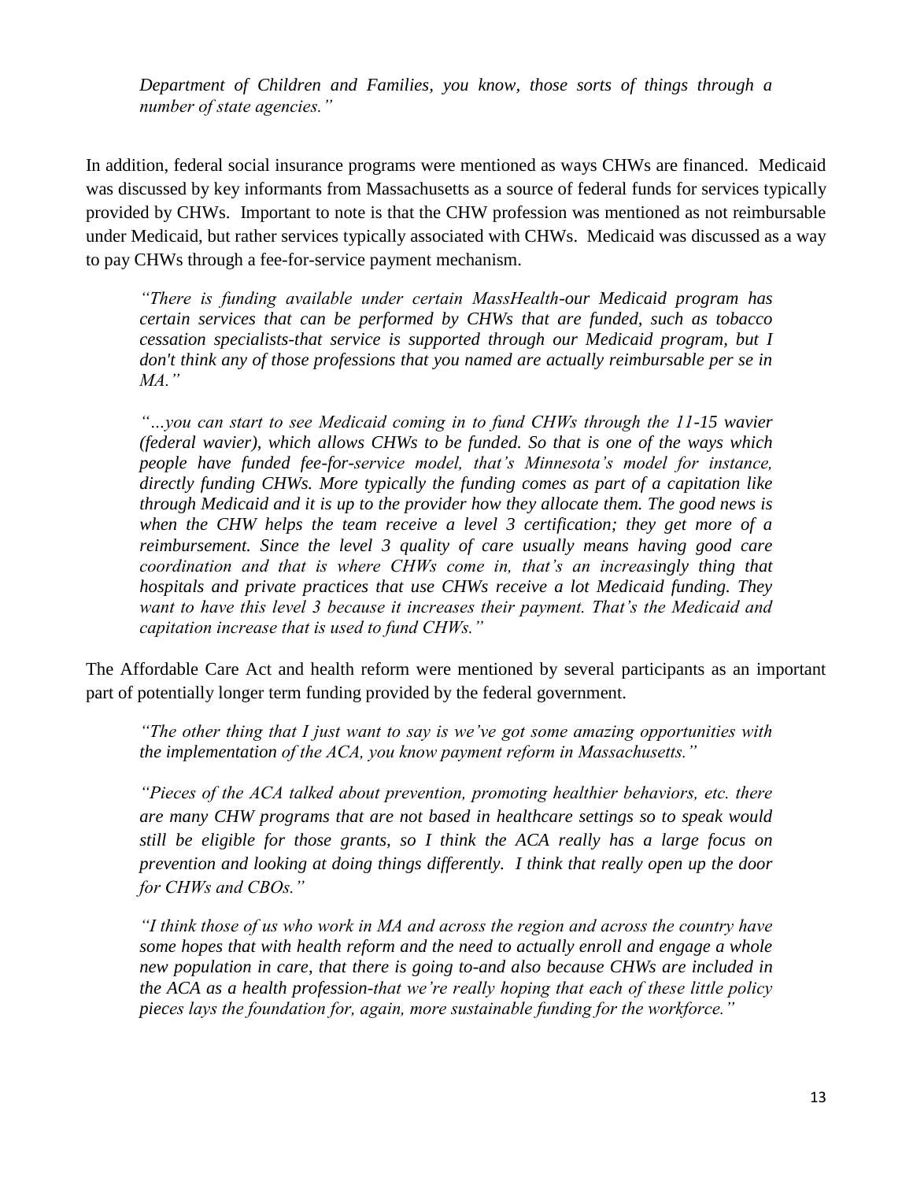*Department of Children and Families, you know, those sorts of things through a number of state agencies."*

In addition, federal social insurance programs were mentioned as ways CHWs are financed. Medicaid was discussed by key informants from Massachusetts as a source of federal funds for services typically provided by CHWs. Important to note is that the CHW profession was mentioned as not reimbursable under Medicaid, but rather services typically associated with CHWs. Medicaid was discussed as a way to pay CHWs through a fee-for-service payment mechanism.

> *"There is funding available under certain MassHealth-our Medicaid program has certain services that can be performed by CHWs that are funded, such as tobacco cessation specialists-that service is supported through our Medicaid program, but I don't think any of those professions that you named are actually reimbursable per se in MA."*

> *"…you can start to see Medicaid coming in to fund CHWs through the 11-15 wavier (federal wavier), which allows CHWs to be funded. So that is one of the ways which people have funded fee-for-service model, that's Minnesota's model for instance, directly funding CHWs. More typically the funding comes as part of a capitation like through Medicaid and it is up to the provider how they allocate them. The good news is when the CHW helps the team receive a level 3 certification; they get more of a reimbursement. Since the level 3 quality of care usually means having good care coordination and that is where CHWs come in, that's an increasingly thing that hospitals and private practices that use CHWs receive a lot Medicaid funding. They want to have this level 3 because it increases their payment. That's the Medicaid and capitation increase that is used to fund CHWs."*

The Affordable Care Act and health reform were mentioned by several participants as an important part of potentially longer term funding provided by the federal government.

> *"The other thing that I just want to say is we've got some amazing opportunities with the implementation of the ACA, you know payment reform in Massachusetts."*

> *"Pieces of the ACA talked about prevention, promoting healthier behaviors, etc. there are many CHW programs that are not based in healthcare settings so to speak would still be eligible for those grants, so I think the ACA really has a large focus on prevention and looking at doing things differently. I think that really open up the door for CHWs and CBOs."*

> *"I think those of us who work in MA and across the region and across the country have some hopes that with health reform and the need to actually enroll and engage a whole new population in care, that there is going to-and also because CHWs are included in the ACA as a health profession-that we're really hoping that each of these little policy pieces lays the foundation for, again, more sustainable funding for the workforce."*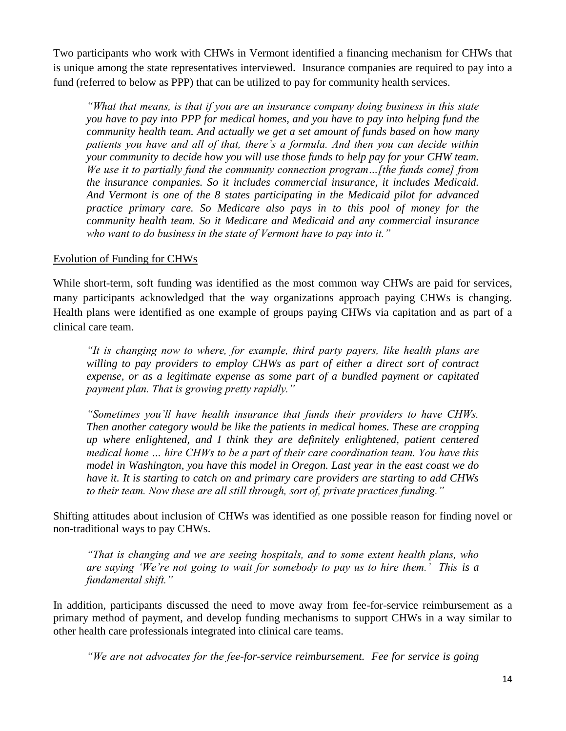Two participants who work with CHWs in Vermont identified a financing mechanism for CHWs that is unique among the state representatives interviewed. Insurance companies are required to pay into a fund (referred to below as PPP) that can be utilized to pay for community health services.

> *"What that means, is that if you are an insurance company doing business in this state you have to pay into PPP for medical homes, and you have to pay into helping fund the community health team. And actually we get a set amount of funds based on how many patients you have and all of that, there's a formula. And then you can decide within your community to decide how you will use those funds to help pay for your CHW team. We use it to partially fund the community connection program…[the funds come] from the insurance companies. So it includes commercial insurance, it includes Medicaid. And Vermont is one of the 8 states participating in the Medicaid pilot for advanced practice primary care. So Medicare also pays in to this pool of money for the community health team. So it Medicare and Medicaid and any commercial insurance who want to do business in the state of Vermont have to pay into it."*

<u>Evolution of Funding for CHWs</u>

While short-term, soft funding was identified as the most common way CHWs are paid for services, many participants acknowledged that the way organizations approach paying CHWs is changing. Health plans were identified as one example of groups paying CHWs via capitation and as part of a clinical care team.

> *"It is changing now to where, for example, third party payers, like health plans are willing to pay providers to employ CHWs as part of either a direct sort of contract expense, or as a legitimate expense as some part of a bundled payment or capitated payment plan. That is growing pretty rapidly."*

> *"Sometimes you'll have health insurance that funds their providers to have CHWs. Then another category would be like the patients in medical homes. These are cropping up where enlightened, and I think they are definitely enlightened, patient centered medical home … hire CHWs to be a part of their care coordination team. You have this model in Washington, you have this model in Oregon. Last year in the east coast we do have it. It is starting to catch on and primary care providers are starting to add CHWs to their team. Now these are all still through, sort of, private practices funding."*

Shifting attitudes about inclusion of CHWs was identified as one possible reason for finding novel or non-traditional ways to pay CHWs.

> *"That is changing and we are seeing hospitals, and to some extent health plans, who are saying 'We're not going to wait for somebody to pay us to hire them.' This is a fundamental shift."*

In addition, participants discussed the need to move away from fee-for-service reimbursement as a primary method of payment, and develop funding mechanisms to support CHWs in a way similar to other health care professionals integrated into clinical care teams.

> *"We are not advocates for the fee-for-service reimbursement. Fee for service is going*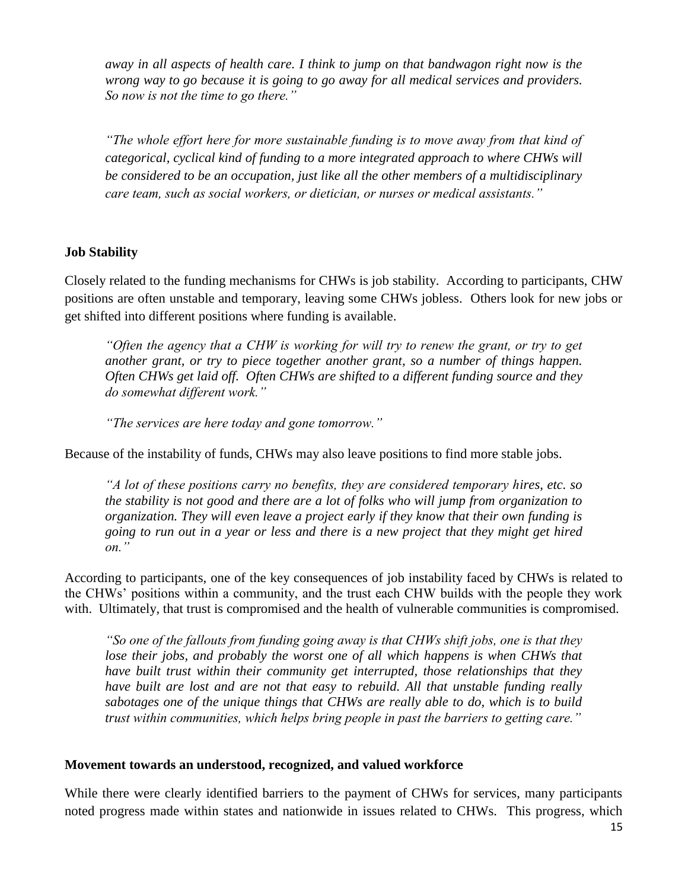*away in all aspects of health care. I think to jump on that bandwagon right now is the wrong way to go because it is going to go away for all medical services and providers. So now is not the time to go there."*

*"The whole effort here for more sustainable funding is to move away from that kind of categorical, cyclical kind of funding to a more integrated approach to where CHWs will be considered to be an occupation, just like all the other members of a multidisciplinary care team, such as social workers, or dietician, or nurses or medical assistants."*

**Job Stability**

Closely related to the funding mechanisms for CHWs is job stability. According to participants, CHW positions are often unstable and temporary, leaving some CHWs jobless. Others look for new jobs or get shifted into different positions where funding is available.

*"Often the agency that a CHW is working for will try to renew the grant, or try to get another grant, or try to piece together another grant, so a number of things happen. Often CHWs get laid off. Often CHWs are shifted to a different funding source and they do somewhat different work."*

*"The services are here today and gone tomorrow."*

Because of the instability of funds, CHWs may also leave positions to find more stable jobs.

*"A lot of these positions carry no benefits, they are considered temporary hires, etc. so the stability is not good and there are a lot of folks who will jump from organization to organization. They will even leave a project early if they know that their own funding is going to run out in a year or less and there is a new project that they might get hired on."*

According to participants, one of the key consequences of job instability faced by CHWs is related to the CHWs' positions within a community, and the trust each CHW builds with the people they work with. Ultimately, that trust is compromised and the health of vulnerable communities is compromised.

*"So one of the fallouts from funding going away is that CHWs shift jobs, one is that they lose their jobs, and probably the worst one of all which happens is when CHWs that have built trust within their community get interrupted, those relationships that they have built are lost and are not that easy to rebuild. All that unstable funding really sabotages one of the unique things that CHWs are really able to do, which is to build trust within communities, which helps bring people in past the barriers to getting care."*

**Movement towards an understood, recognized, and valued workforce**

While there were clearly identified barriers to the payment of CHWs for services, many participants noted progress made within states and nationwide in issues related to CHWs. This progress, which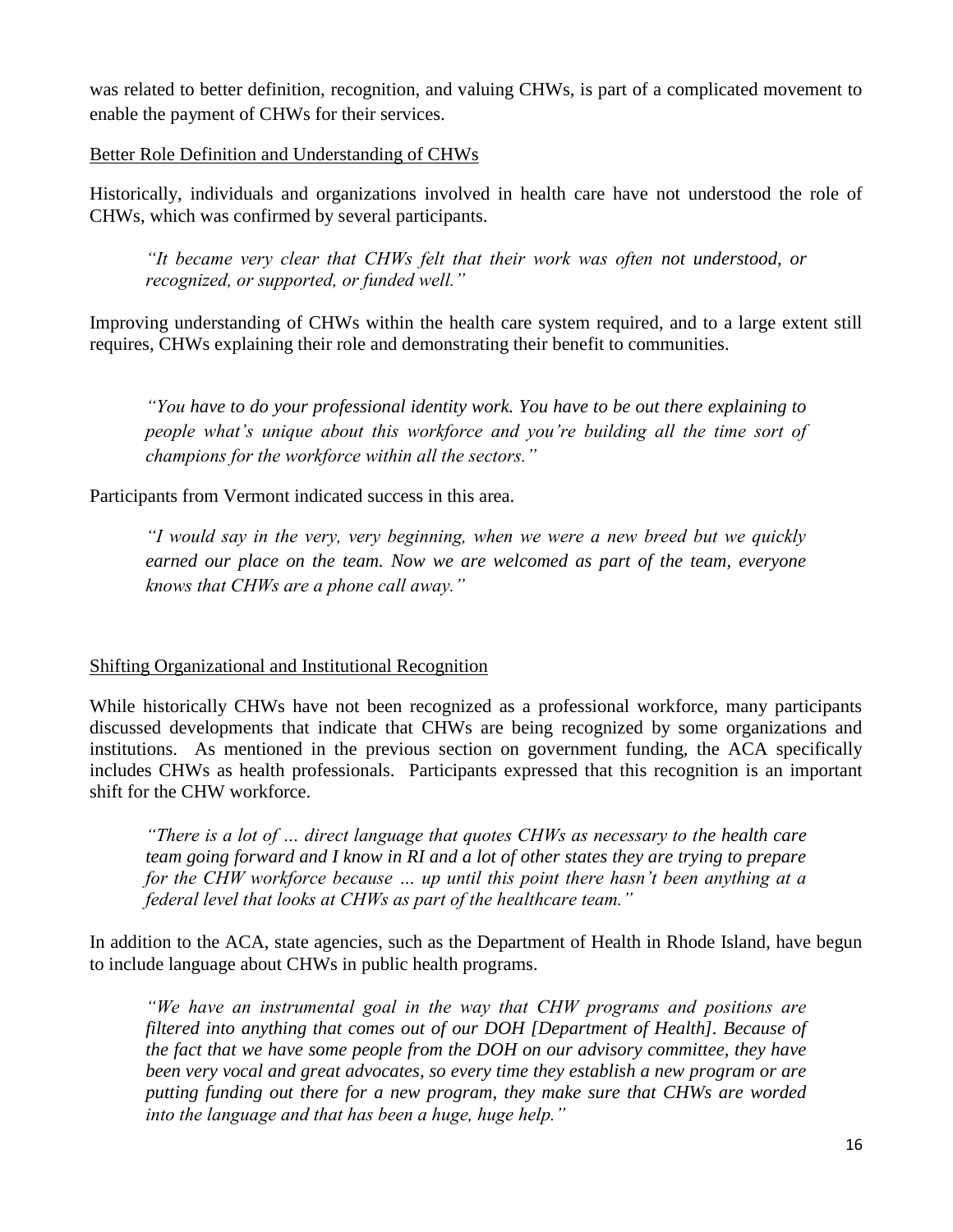was related to better definition, recognition, and valuing CHWs, is part of a complicated movement to enable the payment of CHWs for their services.

### Better Role Definition and Understanding of CHWs

Historically, individuals and organizations involved in health care have not understood the role of CHWs, which was confirmed by several participants.

> *"It became very clear that CHWs felt that their work was often not understood, or recognized, or supported, or funded well."*

Improving understanding of CHWs within the health care system required, and to a large extent still requires, CHWs explaining their role and demonstrating their benefit to communities.

> *"You have to do your professional identity work. You have to be out there explaining to people what's unique about this workforce and you're building all the time sort of champions for the workforce within all the sectors."*

Participants from Vermont indicated success in this area.

> *"I would say in the very, very beginning, when we were a new breed but we quickly earned our place on the team. Now we are welcomed as part of the team, everyone knows that CHWs are a phone call away."*

### Shifting Organizational and Institutional Recognition

While historically CHWs have not been recognized as a professional workforce, many participants discussed developments that indicate that CHWs are being recognized by some organizations and institutions. As mentioned in the previous section on government funding, the ACA specifically includes CHWs as health professionals. Participants expressed that this recognition is an important shift for the CHW workforce.

> *"There is a lot of … direct language that quotes CHWs as necessary to the health care team going forward and I know in RI and a lot of other states they are trying to prepare for the CHW workforce because … up until this point there hasn't been anything at a federal level that looks at CHWs as part of the healthcare team."*

In addition to the ACA, state agencies, such as the Department of Health in Rhode Island, have begun to include language about CHWs in public health programs.

> *"We have an instrumental goal in the way that CHW programs and positions are filtered into anything that comes out of our DOH [Department of Health]. Because of the fact that we have some people from the DOH on our advisory committee, they have been very vocal and great advocates, so every time they establish a new program or are putting funding out there for a new program, they make sure that CHWs are worded into the language and that has been a huge, huge help."*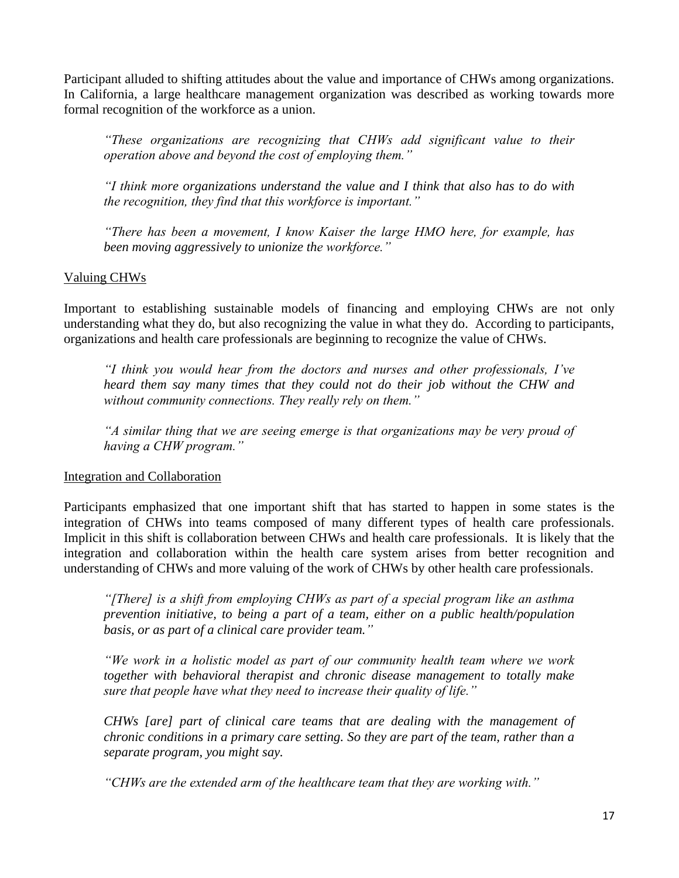Participant alluded to shifting attitudes about the value and importance of CHWs among organizations. In California, a large healthcare management organization was described as working towards more formal recognition of the workforce as a union.

> *"These organizations are recognizing that CHWs add significant value to their operation above and beyond the cost of employing them."*
>
> *"I think more organizations understand the value and I think that also has to do with the recognition, they find that this workforce is important."*
>
> *"There has been a movement, I know Kaiser the large HMO here, for example, has been moving aggressively to unionize the workforce."*

<u>Valuing CHWs</u>

Important to establishing sustainable models of financing and employing CHWs are not only understanding what they do, but also recognizing the value in what they do. According to participants, organizations and health care professionals are beginning to recognize the value of CHWs.

> *"I think you would hear from the doctors and nurses and other professionals, I've heard them say many times that they could not do their job without the CHW and without community connections. They really rely on them."*
>
> *"A similar thing that we are seeing emerge is that organizations may be very proud of having a CHW program."*

<u>Integration and Collaboration</u>

Participants emphasized that one important shift that has started to happen in some states is the integration of CHWs into teams composed of many different types of health care professionals. Implicit in this shift is collaboration between CHWs and health care professionals. It is likely that the integration and collaboration within the health care system arises from better recognition and understanding of CHWs and more valuing of the work of CHWs by other health care professionals.

> *"[There] is a shift from employing CHWs as part of a special program like an asthma prevention initiative, to being a part of a team, either on a public health/population basis, or as part of a clinical care provider team."*
>
> *"We work in a holistic model as part of our community health team where we work together with behavioral therapist and chronic disease management to totally make sure that people have what they need to increase their quality of life."*
>
> *CHWs [are] part of clinical care teams that are dealing with the management of chronic conditions in a primary care setting. So they are part of the team, rather than a separate program, you might say.*
>
> *"CHWs are the extended arm of the healthcare team that they are working with."*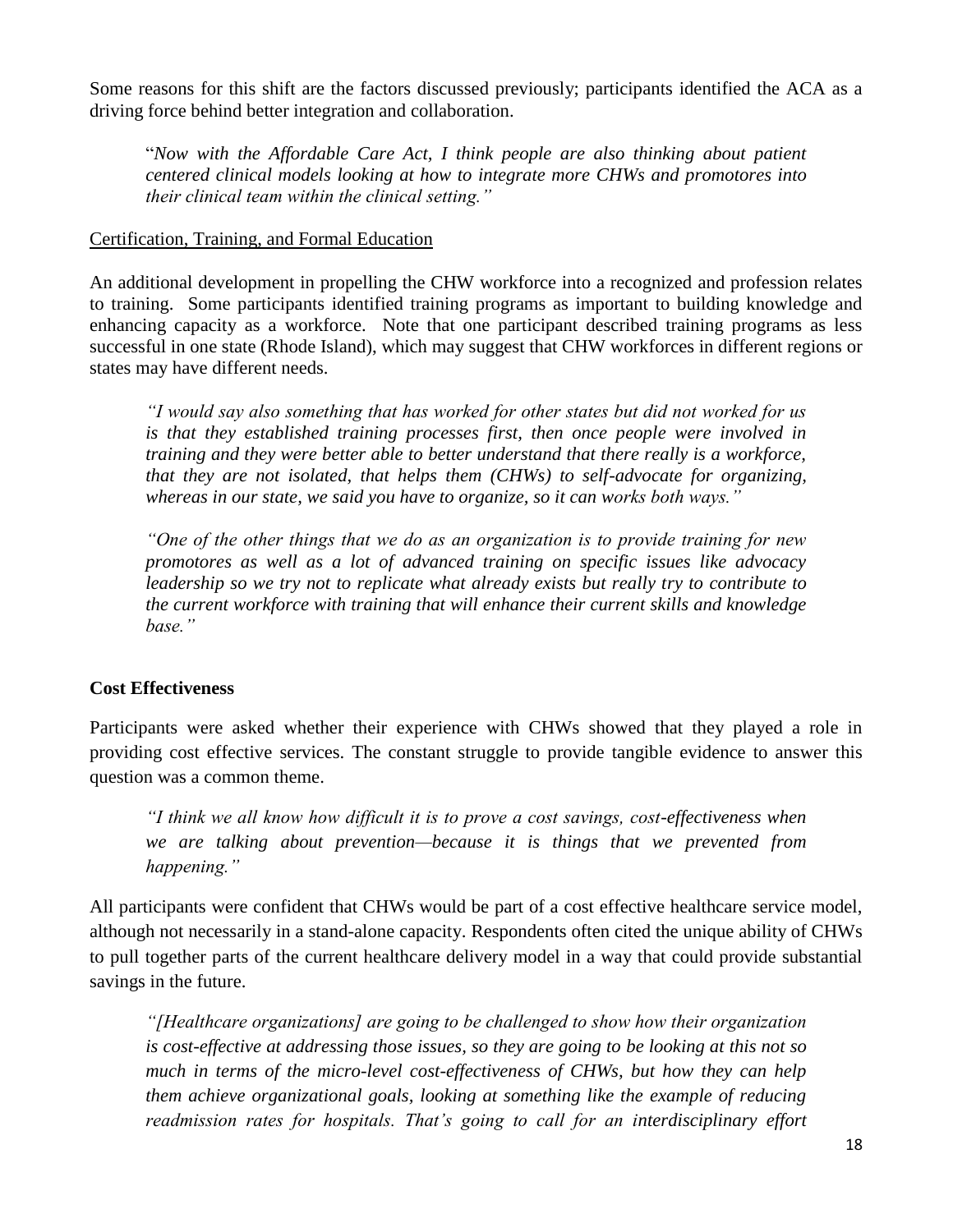Some reasons for this shift are the factors discussed previously; participants identified the ACA as a driving force behind better integration and collaboration.

> "*Now with the Affordable Care Act, I think people are also thinking about patient centered clinical models looking at how to integrate more CHWs and promotores into their clinical team within the clinical setting."*

<u>Certification, Training, and Formal Education</u>

An additional development in propelling the CHW workforce into a recognized and profession relates to training. Some participants identified training programs as important to building knowledge and enhancing capacity as a workforce. Note that one participant described training programs as less successful in one state (Rhode Island), which may suggest that CHW workforces in different regions or states may have different needs.

> *"I would say also something that has worked for other states but did not worked for us is that they established training processes first, then once people were involved in training and they were better able to better understand that there really is a workforce, that they are not isolated, that helps them (CHWs) to self-advocate for organizing, whereas in our state, we said you have to organize, so it can works both ways."*

> *"One of the other things that we do as an organization is to provide training for new promotores as well as a lot of advanced training on specific issues like advocacy leadership so we try not to replicate what already exists but really try to contribute to the current workforce with training that will enhance their current skills and knowledge base."*

**Cost Effectiveness**

Participants were asked whether their experience with CHWs showed that they played a role in providing cost effective services. The constant struggle to provide tangible evidence to answer this question was a common theme.

> *"I think we all know how difficult it is to prove a cost savings, cost-effectiveness when we are talking about prevention—because it is things that we prevented from happening."*

All participants were confident that CHWs would be part of a cost effective healthcare service model, although not necessarily in a stand-alone capacity. Respondents often cited the unique ability of CHWs to pull together parts of the current healthcare delivery model in a way that could provide substantial savings in the future.

> *"[Healthcare organizations] are going to be challenged to show how their organization is cost-effective at addressing those issues, so they are going to be looking at this not so much in terms of the micro-level cost-effectiveness of CHWs, but how they can help them achieve organizational goals, looking at something like the example of reducing readmission rates for hospitals. That's going to call for an interdisciplinary effort*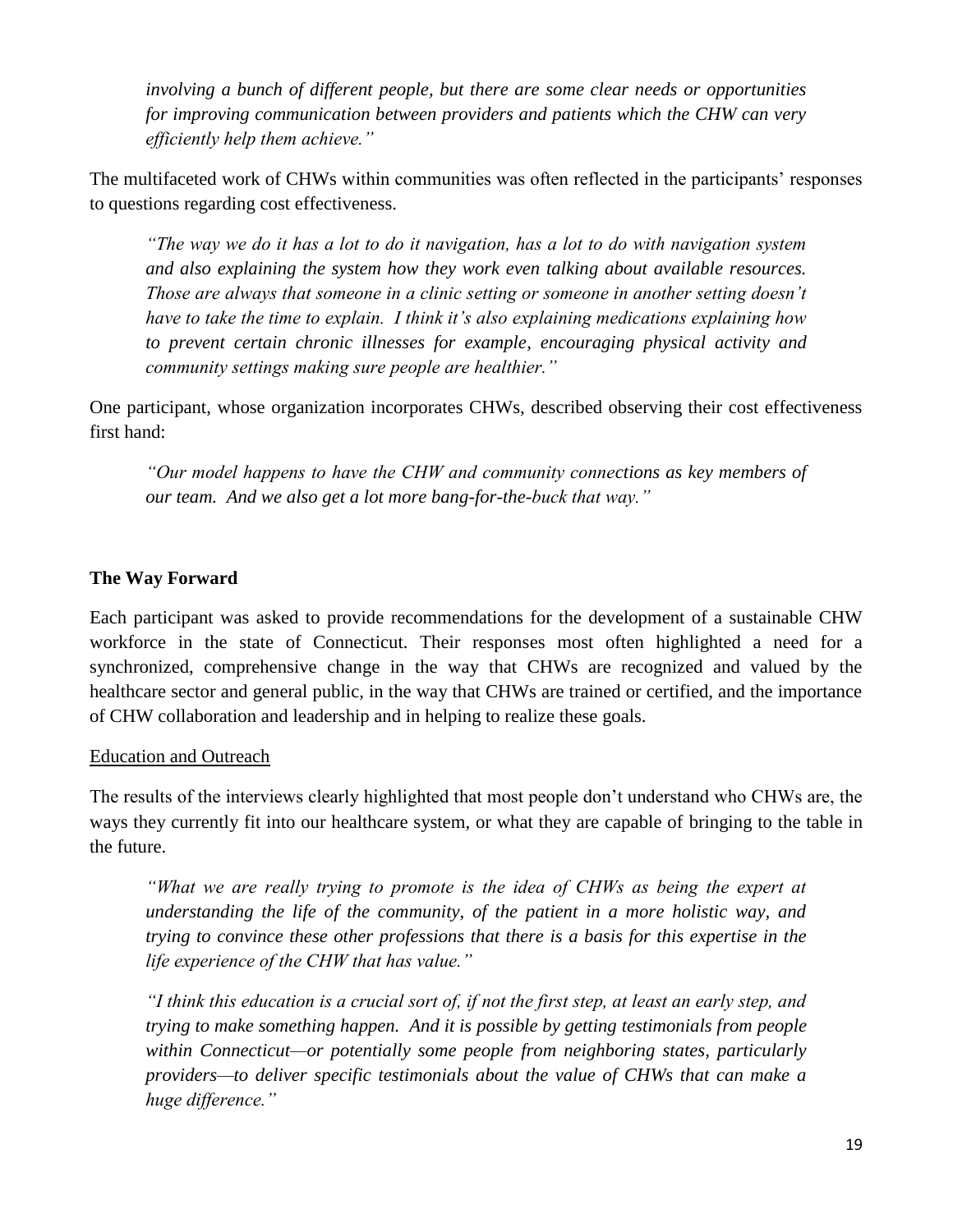*involving a bunch of different people, but there are some clear needs or opportunities for improving communication between providers and patients which the CHW can very efficiently help them achieve."*

The multifaceted work of CHWs within communities was often reflected in the participants' responses to questions regarding cost effectiveness.

> *"The way we do it has a lot to do it navigation, has a lot to do with navigation system and also explaining the system how they work even talking about available resources. Those are always that someone in a clinic setting or someone in another setting doesn't have to take the time to explain. I think it's also explaining medications explaining how to prevent certain chronic illnesses for example, encouraging physical activity and community settings making sure people are healthier."*

One participant, whose organization incorporates CHWs, described observing their cost effectiveness first hand:

> *"Our model happens to have the CHW and community connections as key members of our team. And we also get a lot more bang-for-the-buck that way."*

**The Way Forward**

Each participant was asked to provide recommendations for the development of a sustainable CHW workforce in the state of Connecticut. Their responses most often highlighted a need for a synchronized, comprehensive change in the way that CHWs are recognized and valued by the healthcare sector and general public, in the way that CHWs are trained or certified, and the importance of CHW collaboration and leadership and in helping to realize these goals.

<u>Education and Outreach</u>

The results of the interviews clearly highlighted that most people don't understand who CHWs are, the ways they currently fit into our healthcare system, or what they are capable of bringing to the table in the future.

> *"What we are really trying to promote is the idea of CHWs as being the expert at understanding the life of the community, of the patient in a more holistic way, and trying to convince these other professions that there is a basis for this expertise in the life experience of the CHW that has value."*

> *"I think this education is a crucial sort of, if not the first step, at least an early step, and trying to make something happen. And it is possible by getting testimonials from people within Connecticut—or potentially some people from neighboring states, particularly providers—to deliver specific testimonials about the value of CHWs that can make a huge difference."*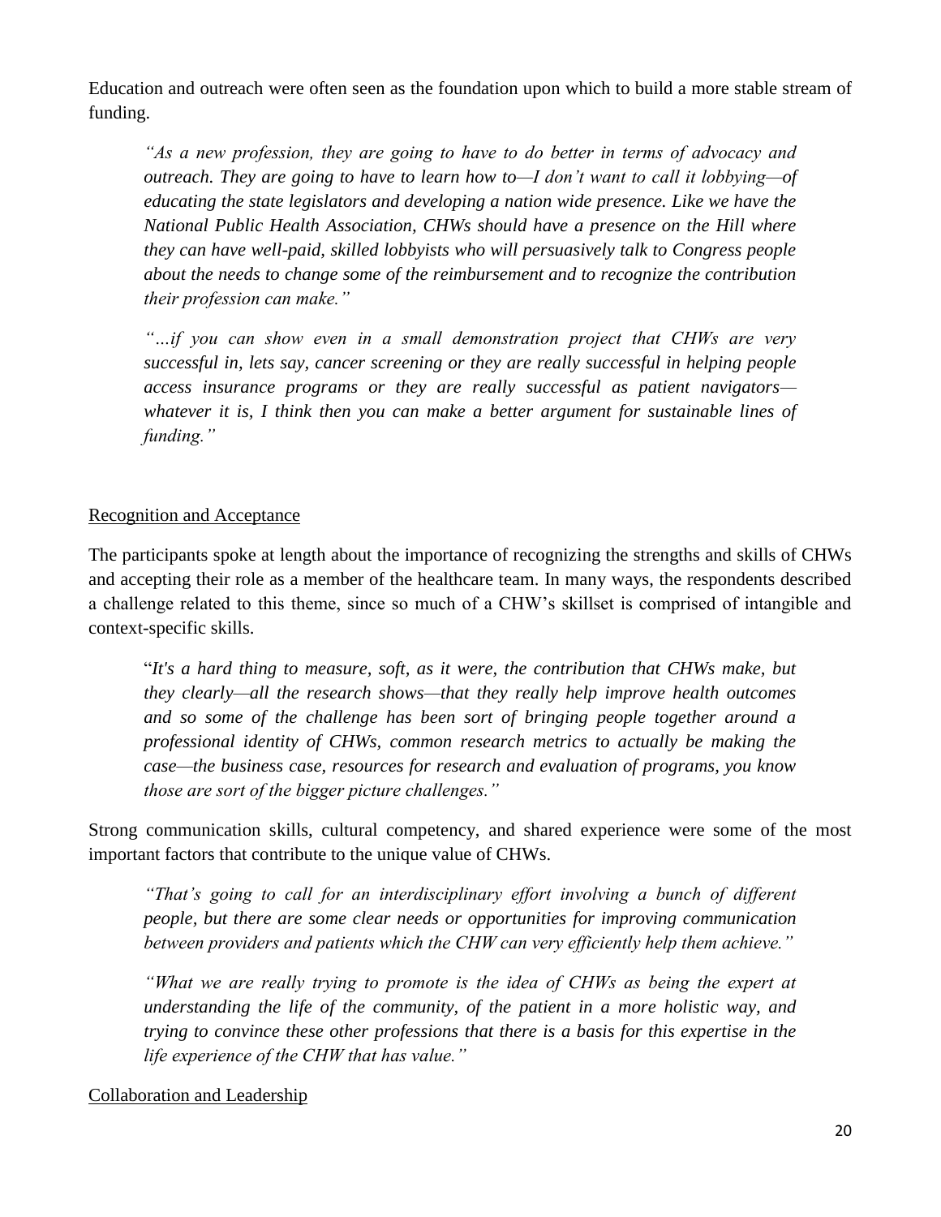Education and outreach were often seen as the foundation upon which to build a more stable stream of funding.

> *"As a new profession, they are going to have to do better in terms of advocacy and outreach. They are going to have to learn how to—I don't want to call it lobbying—of educating the state legislators and developing a nation wide presence. Like we have the National Public Health Association, CHWs should have a presence on the Hill where they can have well-paid, skilled lobbyists who will persuasively talk to Congress people about the needs to change some of the reimbursement and to recognize the contribution their profession can make."*

> *"…if you can show even in a small demonstration project that CHWs are very successful in, lets say, cancer screening or they are really successful in helping people access insurance programs or they are really successful as patient navigators—whatever it is, I think then you can make a better argument for sustainable lines of funding."*

<u>Recognition and Acceptance</u>

The participants spoke at length about the importance of recognizing the strengths and skills of CHWs and accepting their role as a member of the healthcare team. In many ways, the respondents described a challenge related to this theme, since so much of a CHW's skillset is comprised of intangible and context-specific skills.

> "*It's a hard thing to measure, soft, as it were, the contribution that CHWs make, but they clearly—all the research shows—that they really help improve health outcomes and so some of the challenge has been sort of bringing people together around a professional identity of CHWs, common research metrics to actually be making the case—the business case, resources for research and evaluation of programs, you know those are sort of the bigger picture challenges."*

Strong communication skills, cultural competency, and shared experience were some of the most important factors that contribute to the unique value of CHWs.

> *"That's going to call for an interdisciplinary effort involving a bunch of different people, but there are some clear needs or opportunities for improving communication between providers and patients which the CHW can very efficiently help them achieve."*

> *"What we are really trying to promote is the idea of CHWs as being the expert at understanding the life of the community, of the patient in a more holistic way, and trying to convince these other professions that there is a basis for this expertise in the life experience of the CHW that has value."*

<u>Collaboration and Leadership</u>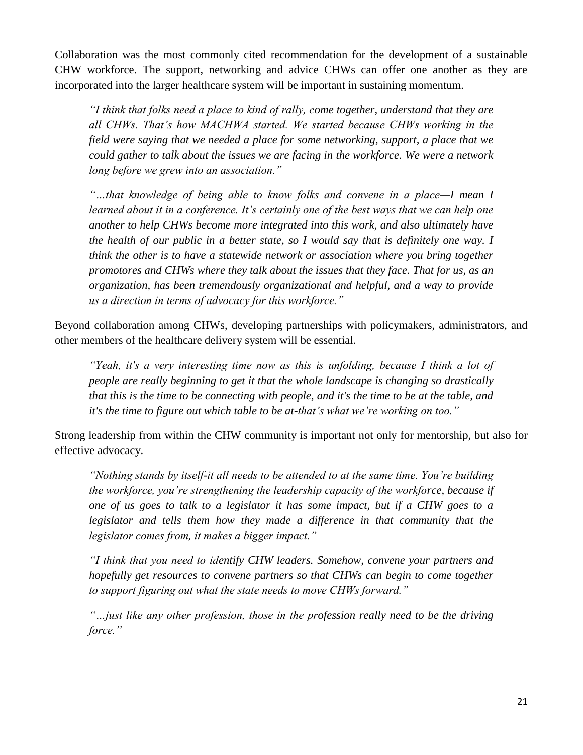Collaboration was the most commonly cited recommendation for the development of a sustainable CHW workforce. The support, networking and advice CHWs can offer one another as they are incorporated into the larger healthcare system will be important in sustaining momentum.

> *"I think that folks need a place to kind of rally, come together, understand that they are all CHWs. That's how MACHWA started. We started because CHWs working in the field were saying that we needed a place for some networking, support, a place that we could gather to talk about the issues we are facing in the workforce. We were a network long before we grew into an association."*

> *"…that knowledge of being able to know folks and convene in a place—I mean I learned about it in a conference. It's certainly one of the best ways that we can help one another to help CHWs become more integrated into this work, and also ultimately have the health of our public in a better state, so I would say that is definitely one way. I think the other is to have a statewide network or association where you bring together promotores and CHWs where they talk about the issues that they face. That for us, as an organization, has been tremendously organizational and helpful, and a way to provide us a direction in terms of advocacy for this workforce."*

Beyond collaboration among CHWs, developing partnerships with policymakers, administrators, and other members of the healthcare delivery system will be essential.

> *"Yeah, it's a very interesting time now as this is unfolding, because I think a lot of people are really beginning to get it that the whole landscape is changing so drastically that this is the time to be connecting with people, and it's the time to be at the table, and it's the time to figure out which table to be at-that's what we're working on too."*

Strong leadership from within the CHW community is important not only for mentorship, but also for effective advocacy.

> *"Nothing stands by itself-it all needs to be attended to at the same time. You're building the workforce, you're strengthening the leadership capacity of the workforce, because if one of us goes to talk to a legislator it has some impact, but if a CHW goes to a legislator and tells them how they made a difference in that community that the legislator comes from, it makes a bigger impact."*

> *"I think that you need to identify CHW leaders. Somehow, convene your partners and hopefully get resources to convene partners so that CHWs can begin to come together to support figuring out what the state needs to move CHWs forward."*

> *"…just like any other profession, those in the profession really need to be the driving force."*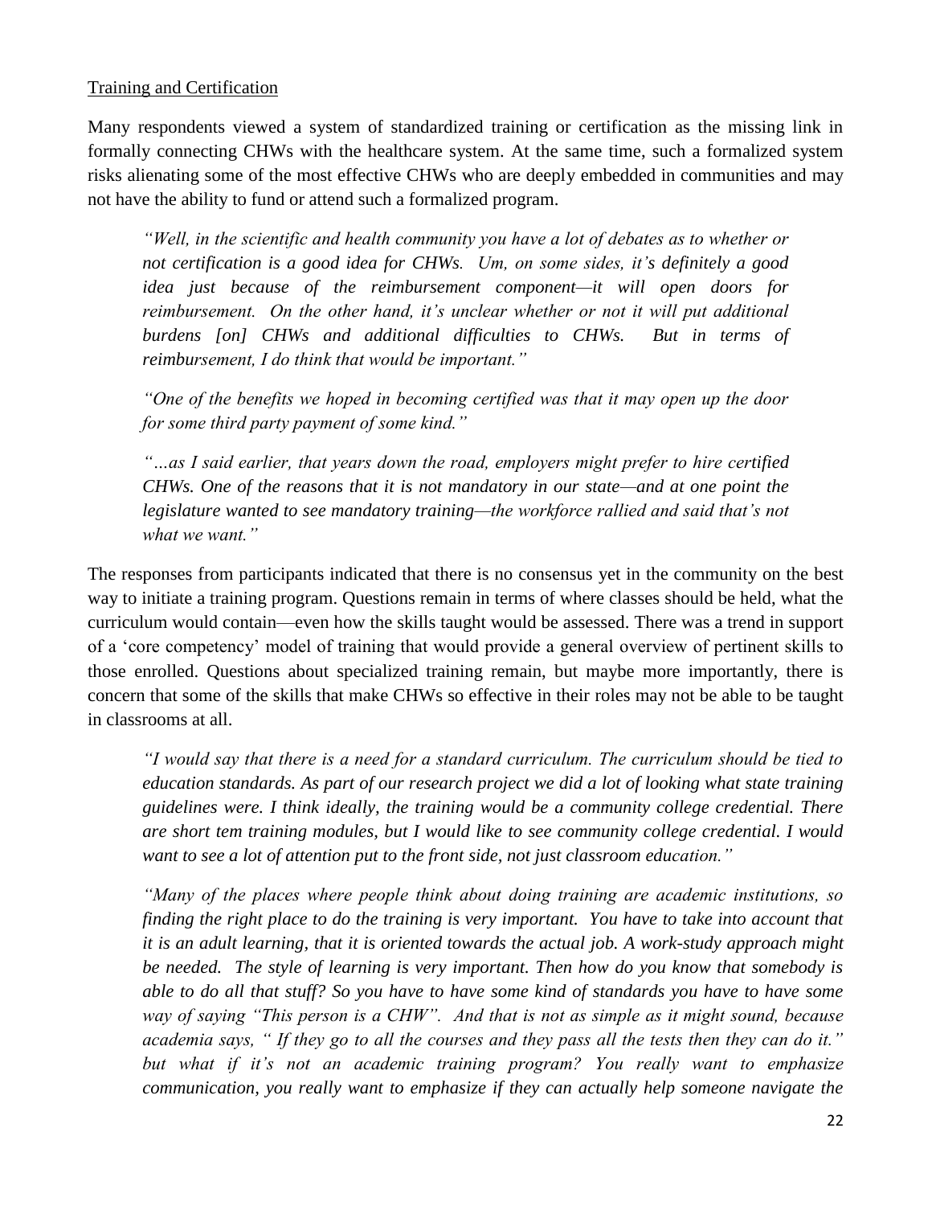Training and Certification

Many respondents viewed a system of standardized training or certification as the missing link in formally connecting CHWs with the healthcare system. At the same time, such a formalized system risks alienating some of the most effective CHWs who are deeply embedded in communities and may not have the ability to fund or attend such a formalized program.

> *"Well, in the scientific and health community you have a lot of debates as to whether or not certification is a good idea for CHWs. Um, on some sides, it's definitely a good idea just because of the reimbursement component—it will open doors for reimbursement. On the other hand, it's unclear whether or not it will put additional burdens [on] CHWs and additional difficulties to CHWs. But in terms of reimbursement, I do think that would be important."*

> *"One of the benefits we hoped in becoming certified was that it may open up the door for some third party payment of some kind."*

> *"…as I said earlier, that years down the road, employers might prefer to hire certified CHWs. One of the reasons that it is not mandatory in our state—and at one point the legislature wanted to see mandatory training—the workforce rallied and said that's not what we want."*

The responses from participants indicated that there is no consensus yet in the community on the best way to initiate a training program. Questions remain in terms of where classes should be held, what the curriculum would contain—even how the skills taught would be assessed. There was a trend in support of a 'core competency' model of training that would provide a general overview of pertinent skills to those enrolled. Questions about specialized training remain, but maybe more importantly, there is concern that some of the skills that make CHWs so effective in their roles may not be able to be taught in classrooms at all.

> *"I would say that there is a need for a standard curriculum. The curriculum should be tied to education standards. As part of our research project we did a lot of looking what state training guidelines were. I think ideally, the training would be a community college credential. There are short tem training modules, but I would like to see community college credential. I would want to see a lot of attention put to the front side, not just classroom education."*

> *"Many of the places where people think about doing training are academic institutions, so finding the right place to do the training is very important. You have to take into account that it is an adult learning, that it is oriented towards the actual job. A work-study approach might be needed. The style of learning is very important. Then how do you know that somebody is able to do all that stuff? So you have to have some kind of standards you have to have some way of saying "This person is a CHW". And that is not as simple as it might sound, because academia says, " If they go to all the courses and they pass all the tests then they can do it." but what if it's not an academic training program? You really want to emphasize communication, you really want to emphasize if they can actually help someone navigate the*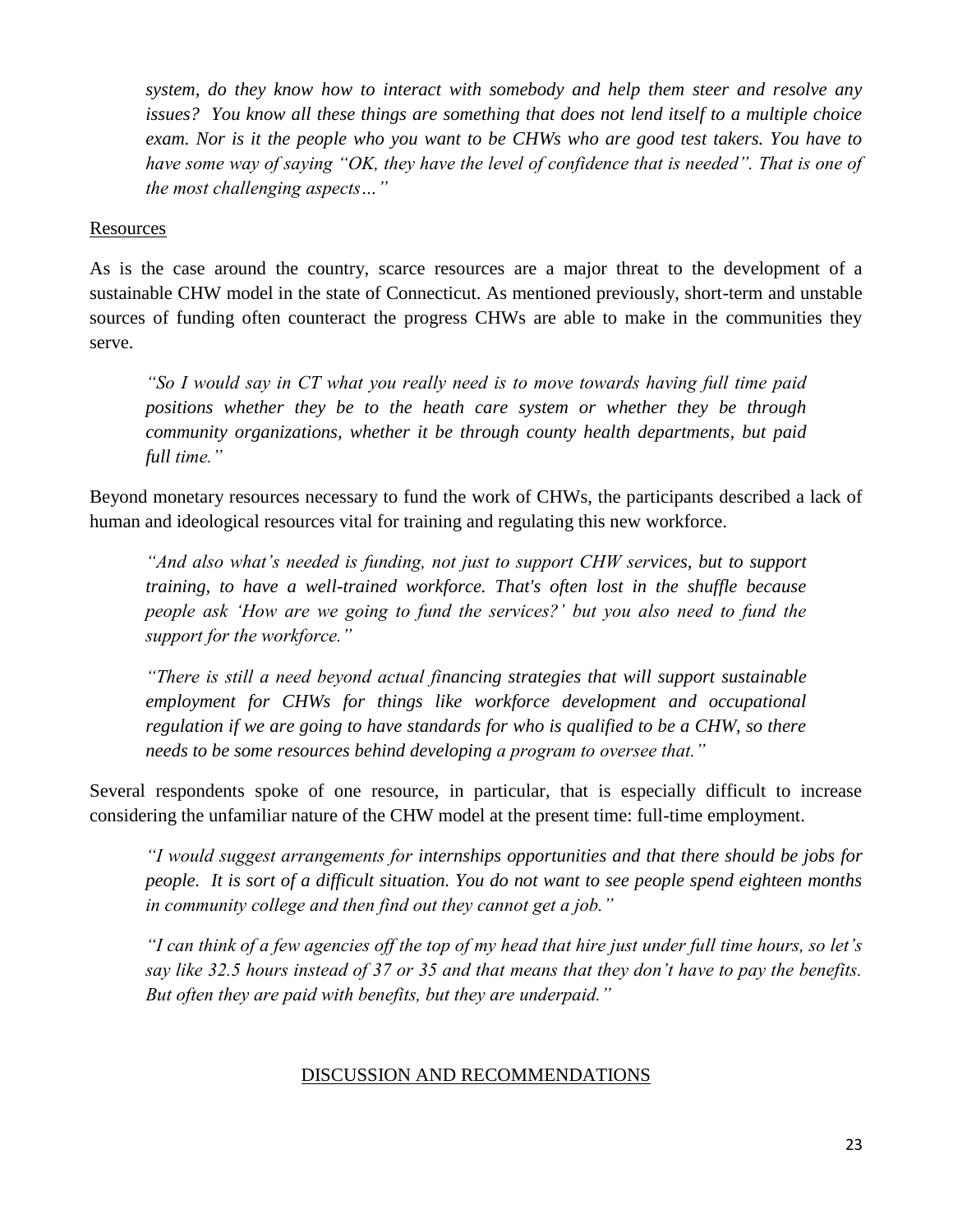*system, do they know how to interact with somebody and help them steer and resolve any issues? You know all these things are something that does not lend itself to a multiple choice exam. Nor is it the people who you want to be CHWs who are good test takers. You have to have some way of saying "OK, they have the level of confidence that is needed". That is one of the most challenging aspects…"*

Resources

As is the case around the country, scarce resources are a major threat to the development of a sustainable CHW model in the state of Connecticut. As mentioned previously, short-term and unstable sources of funding often counteract the progress CHWs are able to make in the communities they serve.

> *"So I would say in CT what you really need is to move towards having full time paid positions whether they be to the heath care system or whether they be through community organizations, whether it be through county health departments, but paid full time."*

Beyond monetary resources necessary to fund the work of CHWs, the participants described a lack of human and ideological resources vital for training and regulating this new workforce.

> *"And also what's needed is funding, not just to support CHW services, but to support training, to have a well-trained workforce. That's often lost in the shuffle because people ask 'How are we going to fund the services?' but you also need to fund the support for the workforce."*

> *"There is still a need beyond actual financing strategies that will support sustainable employment for CHWs for things like workforce development and occupational regulation if we are going to have standards for who is qualified to be a CHW, so there needs to be some resources behind developing a program to oversee that."*

Several respondents spoke of one resource, in particular, that is especially difficult to increase considering the unfamiliar nature of the CHW model at the present time: full-time employment.

> *"I would suggest arrangements for internships opportunities and that there should be jobs for people. It is sort of a difficult situation. You do not want to see people spend eighteen months in community college and then find out they cannot get a job."*

> *"I can think of a few agencies off the top of my head that hire just under full time hours, so let's say like 32.5 hours instead of 37 or 35 and that means that they don't have to pay the benefits. But often they are paid with benefits, but they are underpaid."*

## DISCUSSION AND RECOMMENDATIONS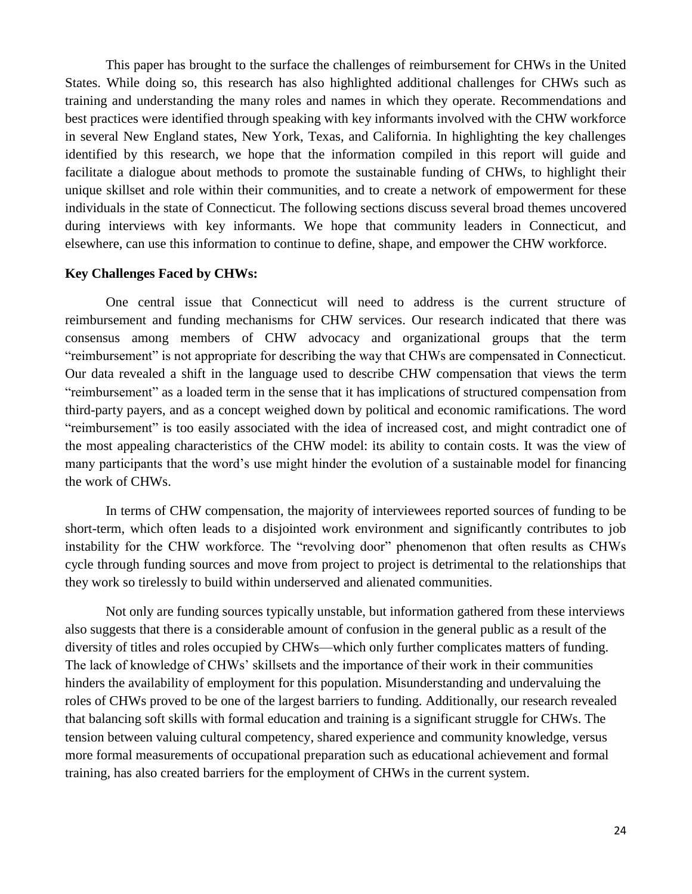This paper has brought to the surface the challenges of reimbursement for CHWs in the United States. While doing so, this research has also highlighted additional challenges for CHWs such as training and understanding the many roles and names in which they operate. Recommendations and best practices were identified through speaking with key informants involved with the CHW workforce in several New England states, New York, Texas, and California. In highlighting the key challenges identified by this research, we hope that the information compiled in this report will guide and facilitate a dialogue about methods to promote the sustainable funding of CHWs, to highlight their unique skillset and role within their communities, and to create a network of empowerment for these individuals in the state of Connecticut. The following sections discuss several broad themes uncovered during interviews with key informants. We hope that community leaders in Connecticut, and elsewhere, can use this information to continue to define, shape, and empower the CHW workforce.

**Key Challenges Faced by CHWs:**

One central issue that Connecticut will need to address is the current structure of reimbursement and funding mechanisms for CHW services. Our research indicated that there was consensus among members of CHW advocacy and organizational groups that the term "reimbursement" is not appropriate for describing the way that CHWs are compensated in Connecticut. Our data revealed a shift in the language used to describe CHW compensation that views the term "reimbursement" as a loaded term in the sense that it has implications of structured compensation from third-party payers, and as a concept weighed down by political and economic ramifications. The word "reimbursement" is too easily associated with the idea of increased cost, and might contradict one of the most appealing characteristics of the CHW model: its ability to contain costs. It was the view of many participants that the word's use might hinder the evolution of a sustainable model for financing the work of CHWs.

In terms of CHW compensation, the majority of interviewees reported sources of funding to be short-term, which often leads to a disjointed work environment and significantly contributes to job instability for the CHW workforce. The "revolving door" phenomenon that often results as CHWs cycle through funding sources and move from project to project is detrimental to the relationships that they work so tirelessly to build within underserved and alienated communities.

Not only are funding sources typically unstable, but information gathered from these interviews also suggests that there is a considerable amount of confusion in the general public as a result of the diversity of titles and roles occupied by CHWs—which only further complicates matters of funding. The lack of knowledge of CHWs' skillsets and the importance of their work in their communities hinders the availability of employment for this population. Misunderstanding and undervaluing the roles of CHWs proved to be one of the largest barriers to funding. Additionally, our research revealed that balancing soft skills with formal education and training is a significant struggle for CHWs. The tension between valuing cultural competency, shared experience and community knowledge, versus more formal measurements of occupational preparation such as educational achievement and formal training, has also created barriers for the employment of CHWs in the current system.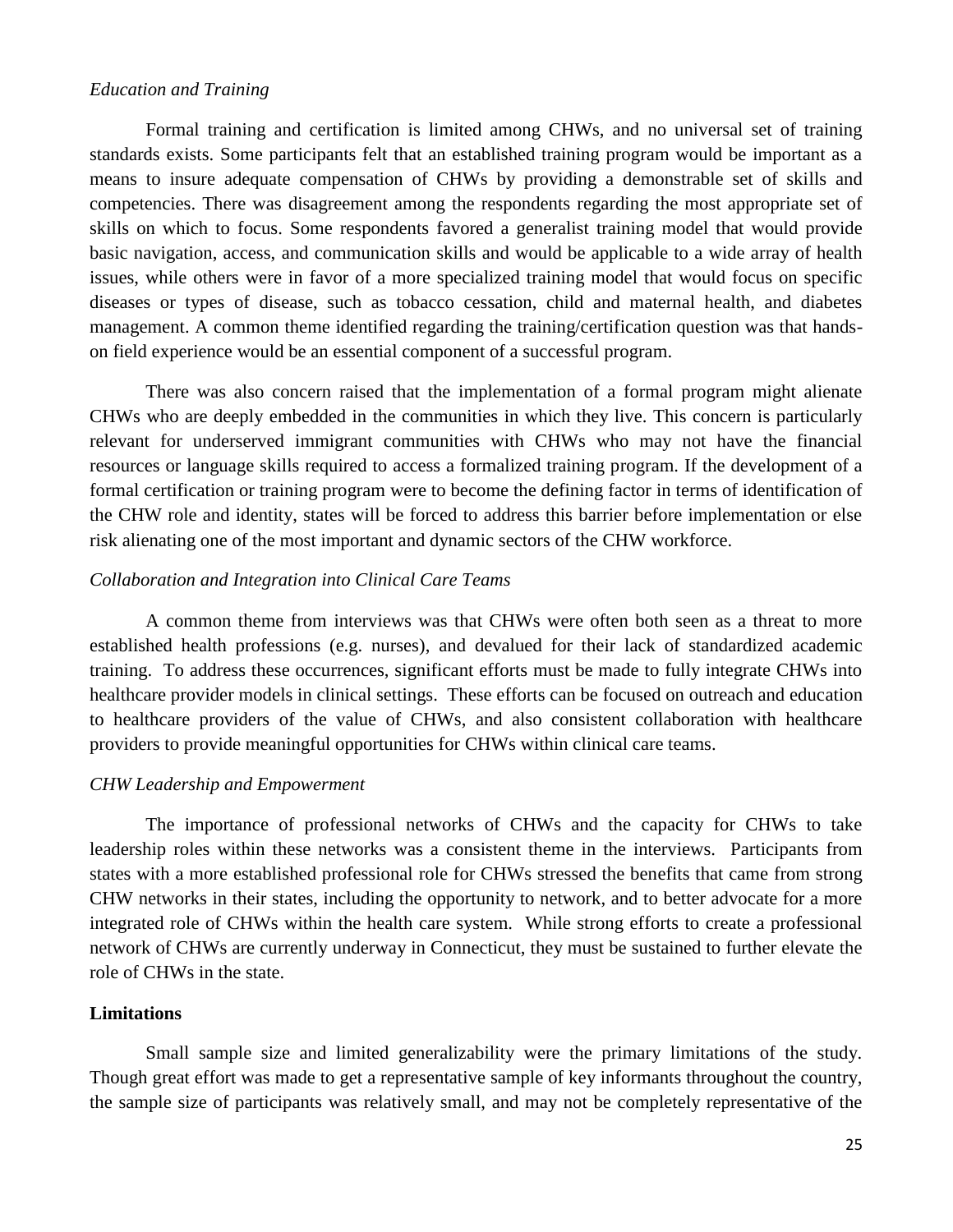*Education and Training*

Formal training and certification is limited among CHWs, and no universal set of training standards exists. Some participants felt that an established training program would be important as a means to insure adequate compensation of CHWs by providing a demonstrable set of skills and competencies. There was disagreement among the respondents regarding the most appropriate set of skills on which to focus. Some respondents favored a generalist training model that would provide basic navigation, access, and communication skills and would be applicable to a wide array of health issues, while others were in favor of a more specialized training model that would focus on specific diseases or types of disease, such as tobacco cessation, child and maternal health, and diabetes management. A common theme identified regarding the training/certification question was that hands-on field experience would be an essential component of a successful program.

There was also concern raised that the implementation of a formal program might alienate CHWs who are deeply embedded in the communities in which they live. This concern is particularly relevant for underserved immigrant communities with CHWs who may not have the financial resources or language skills required to access a formalized training program. If the development of a formal certification or training program were to become the defining factor in terms of identification of the CHW role and identity, states will be forced to address this barrier before implementation or else risk alienating one of the most important and dynamic sectors of the CHW workforce.

*Collaboration and Integration into Clinical Care Teams*

A common theme from interviews was that CHWs were often both seen as a threat to more established health professions (e.g. nurses), and devalued for their lack of standardized academic training. To address these occurrences, significant efforts must be made to fully integrate CHWs into healthcare provider models in clinical settings. These efforts can be focused on outreach and education to healthcare providers of the value of CHWs, and also consistent collaboration with healthcare providers to provide meaningful opportunities for CHWs within clinical care teams.

*CHW Leadership and Empowerment*

The importance of professional networks of CHWs and the capacity for CHWs to take leadership roles within these networks was a consistent theme in the interviews. Participants from states with a more established professional role for CHWs stressed the benefits that came from strong CHW networks in their states, including the opportunity to network, and to better advocate for a more integrated role of CHWs within the health care system. While strong efforts to create a professional network of CHWs are currently underway in Connecticut, they must be sustained to further elevate the role of CHWs in the state.

**Limitations**

Small sample size and limited generalizability were the primary limitations of the study. Though great effort was made to get a representative sample of key informants throughout the country, the sample size of participants was relatively small, and may not be completely representative of the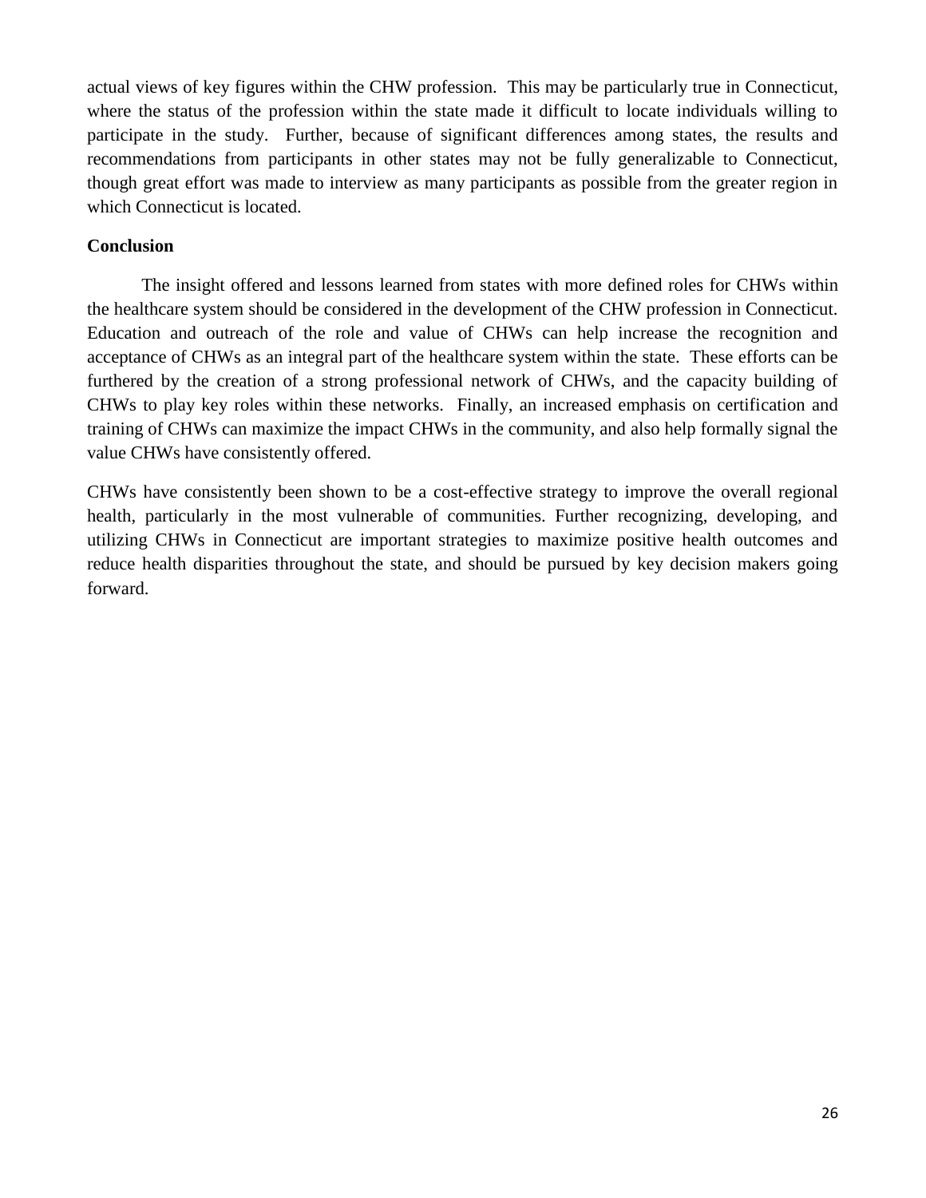actual views of key figures within the CHW profession. This may be particularly true in Connecticut, where the status of the profession within the state made it difficult to locate individuals willing to participate in the study. Further, because of significant differences among states, the results and recommendations from participants in other states may not be fully generalizable to Connecticut, though great effort was made to interview as many participants as possible from the greater region in which Connecticut is located.

**Conclusion**

The insight offered and lessons learned from states with more defined roles for CHWs within the healthcare system should be considered in the development of the CHW profession in Connecticut. Education and outreach of the role and value of CHWs can help increase the recognition and acceptance of CHWs as an integral part of the healthcare system within the state. These efforts can be furthered by the creation of a strong professional network of CHWs, and the capacity building of CHWs to play key roles within these networks. Finally, an increased emphasis on certification and training of CHWs can maximize the impact CHWs in the community, and also help formally signal the value CHWs have consistently offered.

CHWs have consistently been shown to be a cost-effective strategy to improve the overall regional health, particularly in the most vulnerable of communities. Further recognizing, developing, and utilizing CHWs in Connecticut are important strategies to maximize positive health outcomes and reduce health disparities throughout the state, and should be pursued by key decision makers going forward.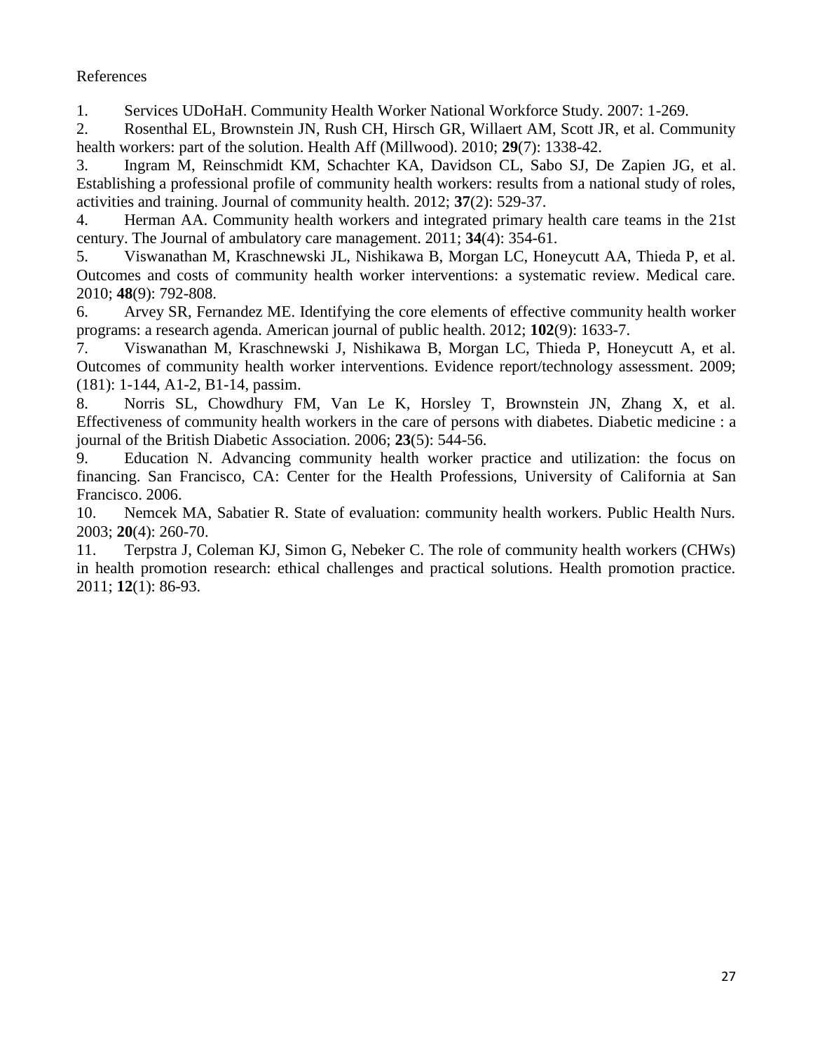References

1. Services UDoHaH. Community Health Worker National Workforce Study. 2007: 1-269.
2. Rosenthal EL, Brownstein JN, Rush CH, Hirsch GR, Willaert AM, Scott JR, et al. Community health workers: part of the solution. Health Aff (Millwood). 2010; **29**(7): 1338-42.
3. Ingram M, Reinschmidt KM, Schachter KA, Davidson CL, Sabo SJ, De Zapien JG, et al. Establishing a professional profile of community health workers: results from a national study of roles, activities and training. Journal of community health. 2012; **37**(2): 529-37.
4. Herman AA. Community health workers and integrated primary health care teams in the 21st century. The Journal of ambulatory care management. 2011; **34**(4): 354-61.
5. Viswanathan M, Kraschnewski JL, Nishikawa B, Morgan LC, Honeycutt AA, Thieda P, et al. Outcomes and costs of community health worker interventions: a systematic review. Medical care. 2010; **48**(9): 792-808.
6. Arvey SR, Fernandez ME. Identifying the core elements of effective community health worker programs: a research agenda. American journal of public health. 2012; **102**(9): 1633-7.
7. Viswanathan M, Kraschnewski J, Nishikawa B, Morgan LC, Thieda P, Honeycutt A, et al. Outcomes of community health worker interventions. Evidence report/technology assessment. 2009; (181): 1-144, A1-2, B1-14, passim.
8. Norris SL, Chowdhury FM, Van Le K, Horsley T, Brownstein JN, Zhang X, et al. Effectiveness of community health workers in the care of persons with diabetes. Diabetic medicine : a journal of the British Diabetic Association. 2006; **23**(5): 544-56.
9. Education N. Advancing community health worker practice and utilization: the focus on financing. San Francisco, CA: Center for the Health Professions, University of California at San Francisco. 2006.
10. Nemcek MA, Sabatier R. State of evaluation: community health workers. Public Health Nurs. 2003; **20**(4): 260-70.
11. Terpstra J, Coleman KJ, Simon G, Nebeker C. The role of community health workers (CHWs) in health promotion research: ethical challenges and practical solutions. Health promotion practice. 2011; **12**(1): 86-93.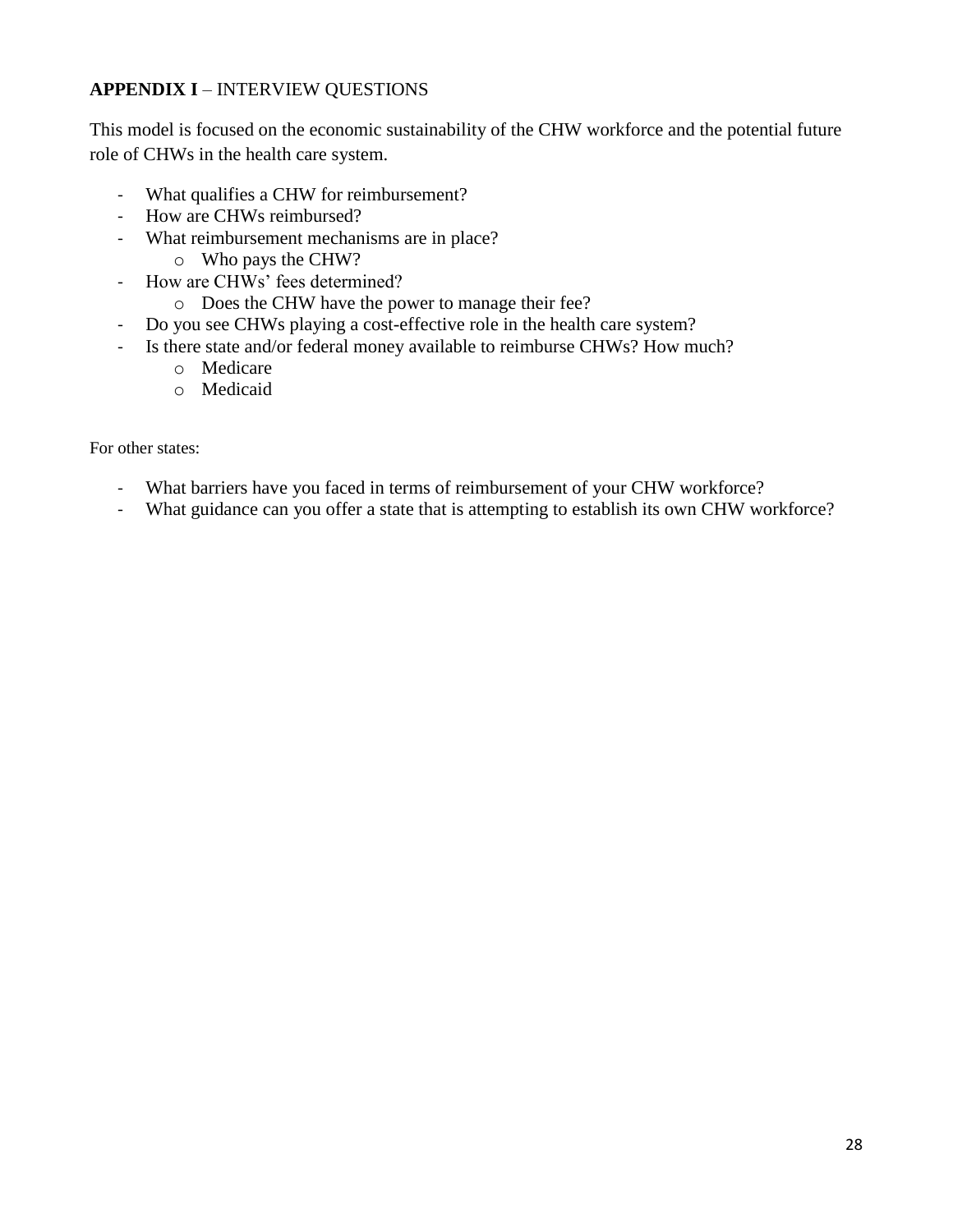**APPENDIX I** – INTERVIEW QUESTIONS

This model is focused on the economic sustainability of the CHW workforce and the potential future role of CHWs in the health care system.

- What qualifies a CHW for reimbursement?
- How are CHWs reimbursed?
- What reimbursement mechanisms are in place?
    - Who pays the CHW?
- How are CHWs' fees determined?
    - Does the CHW have the power to manage their fee?
- Do you see CHWs playing a cost-effective role in the health care system?
- Is there state and/or federal money available to reimburse CHWs? How much?
    - Medicare
    - Medicaid

For other states:

- What barriers have you faced in terms of reimbursement of your CHW workforce?
- What guidance can you offer a state that is attempting to establish its own CHW workforce?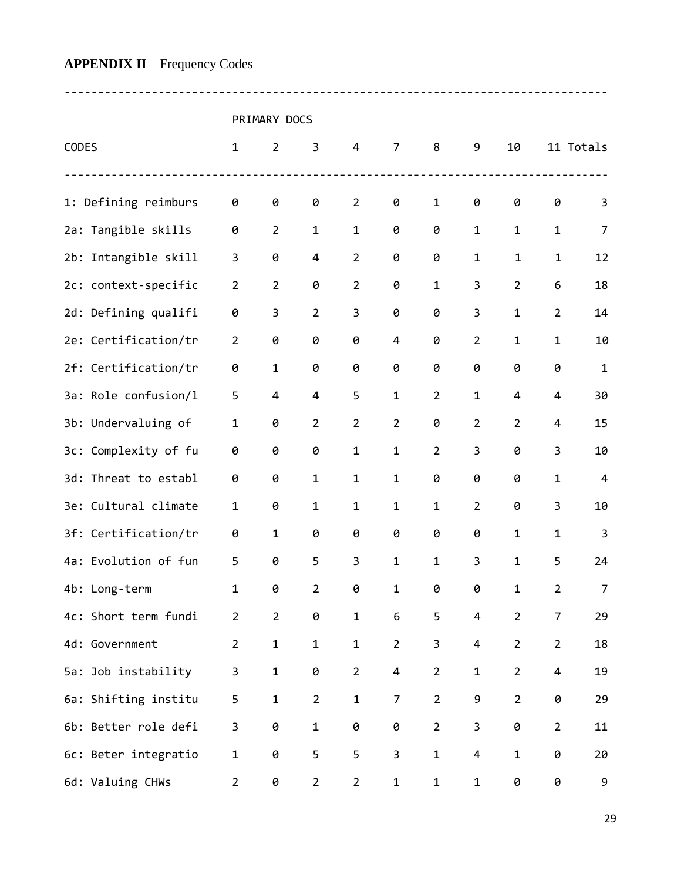**APPENDIX II** – Frequency Codes

| CODES | PRIMARY DOCS 1 | 2 | 3 | 4 | 7 | 8 | 9 | 10 | 11 | Totals |
|---|---|---|---|---|---|---|---|---|---|---|
| 1: Defining reimburs | 0 | 0 | 0 | 2 | 0 | 1 | 0 | 0 | 0 | 3 |
| 2a: Tangible skills | 0 | 2 | 1 | 1 | 0 | 0 | 1 | 1 | 1 | 7 |
| 2b: Intangible skill | 3 | 0 | 4 | 2 | 0 | 0 | 1 | 1 | 1 | 12 |
| 2c: context-specific | 2 | 2 | 0 | 2 | 0 | 1 | 3 | 2 | 6 | 18 |
| 2d: Defining qualifi | 0 | 3 | 2 | 3 | 0 | 0 | 3 | 1 | 2 | 14 |
| 2e: Certification/tr | 2 | 0 | 0 | 0 | 4 | 0 | 2 | 1 | 1 | 10 |
| 2f: Certification/tr | 0 | 1 | 0 | 0 | 0 | 0 | 0 | 0 | 0 | 1 |
| 3a: Role confusion/l | 5 | 4 | 4 | 5 | 1 | 2 | 1 | 4 | 4 | 30 |
| 3b: Undervaluing of | 1 | 0 | 2 | 2 | 2 | 0 | 2 | 2 | 4 | 15 |
| 3c: Complexity of fu | 0 | 0 | 0 | 1 | 1 | 2 | 3 | 0 | 3 | 10 |
| 3d: Threat to establ | 0 | 0 | 1 | 1 | 1 | 0 | 0 | 0 | 1 | 4 |
| 3e: Cultural climate | 1 | 0 | 1 | 1 | 1 | 1 | 2 | 0 | 3 | 10 |
| 3f: Certification/tr | 0 | 1 | 0 | 0 | 0 | 0 | 0 | 1 | 1 | 3 |
| 4a: Evolution of fun | 5 | 0 | 5 | 3 | 1 | 1 | 3 | 1 | 5 | 24 |
| 4b: Long-term | 1 | 0 | 2 | 0 | 1 | 0 | 0 | 1 | 2 | 7 |
| 4c: Short term fundi | 2 | 2 | 0 | 1 | 6 | 5 | 4 | 2 | 7 | 29 |
| 4d: Government | 2 | 1 | 1 | 1 | 2 | 3 | 4 | 2 | 2 | 18 |
| 5a: Job instability | 3 | 1 | 0 | 2 | 4 | 2 | 1 | 2 | 4 | 19 |
| 6a: Shifting institu | 5 | 1 | 2 | 1 | 7 | 2 | 9 | 2 | 0 | 29 |
| 6b: Better role defi | 3 | 0 | 1 | 0 | 0 | 2 | 3 | 0 | 2 | 11 |
| 6c: Beter integratio | 1 | 0 | 5 | 5 | 3 | 1 | 4 | 1 | 0 | 20 |
| 6d: Valuing CHWs | 2 | 0 | 2 | 2 | 1 | 1 | 1 | 0 | 0 | 9 |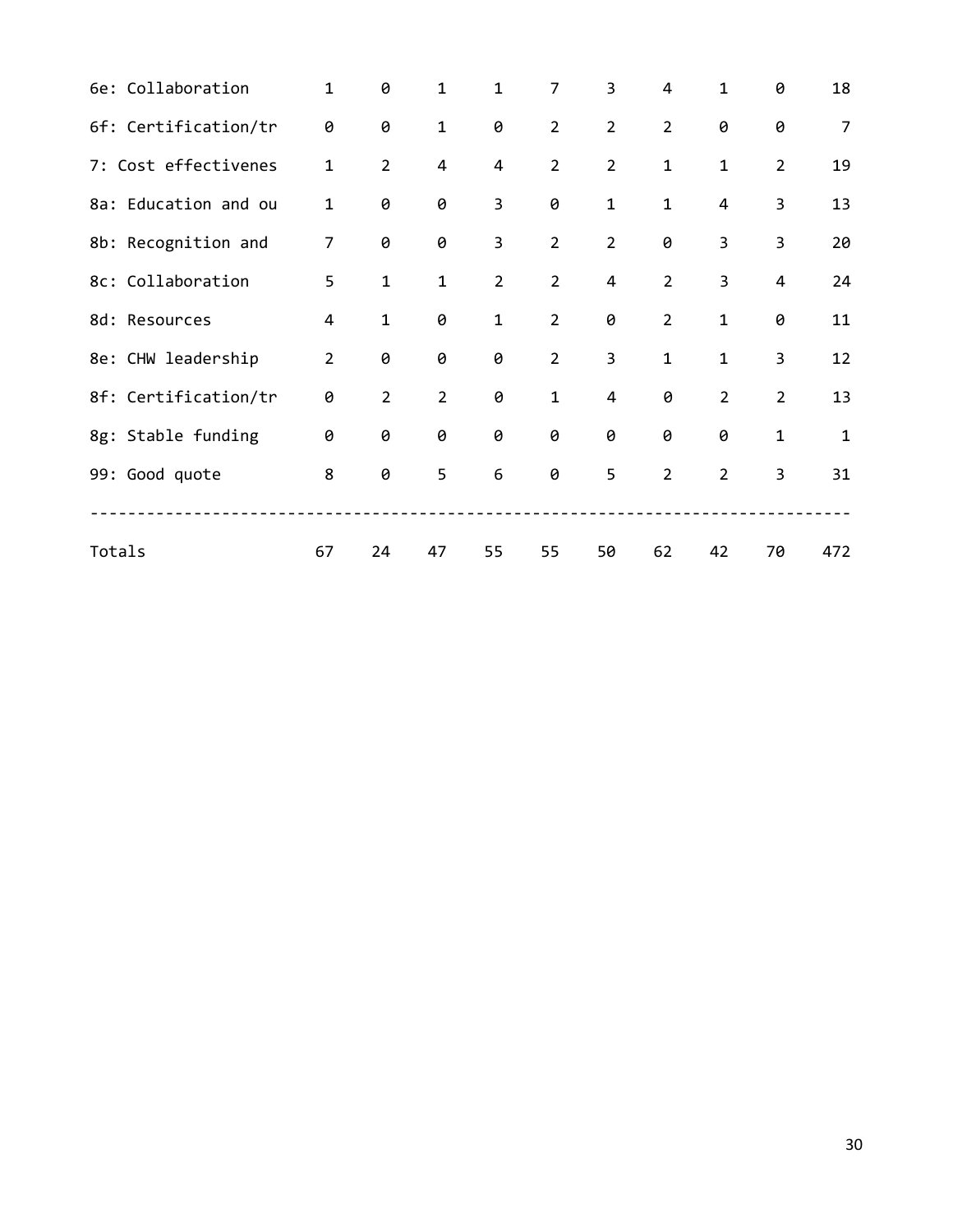| | | | | | | | | | | |
|---|---|---|---|---|---|---|---|---|---|---|
| 6e: Collaboration | 1 | 0 | 1 | 1 | 7 | 3 | 4 | 1 | 0 | 18 |
| 6f: Certification/tr | 0 | 0 | 1 | 0 | 2 | 2 | 2 | 0 | 0 | 7 |
| 7: Cost effectivenes | 1 | 2 | 4 | 4 | 2 | 2 | 1 | 1 | 2 | 19 |
| 8a: Education and ou | 1 | 0 | 0 | 3 | 0 | 1 | 1 | 4 | 3 | 13 |
| 8b: Recognition and | 7 | 0 | 0 | 3 | 2 | 2 | 0 | 3 | 3 | 20 |
| 8c: Collaboration | 5 | 1 | 1 | 2 | 2 | 4 | 2 | 3 | 4 | 24 |
| 8d: Resources | 4 | 1 | 0 | 1 | 2 | 0 | 2 | 1 | 0 | 11 |
| 8e: CHW leadership | 2 | 0 | 0 | 0 | 2 | 3 | 1 | 1 | 3 | 12 |
| 8f: Certification/tr | 0 | 2 | 2 | 0 | 1 | 4 | 0 | 2 | 2 | 13 |
| 8g: Stable funding | 0 | 0 | 0 | 0 | 0 | 0 | 0 | 0 | 1 | 1 |
| 99: Good quote | 8 | 0 | 5 | 6 | 0 | 5 | 2 | 2 | 3 | 31 |
| Totals | 67 | 24 | 47 | 55 | 55 | 50 | 62 | 42 | 70 | 472 |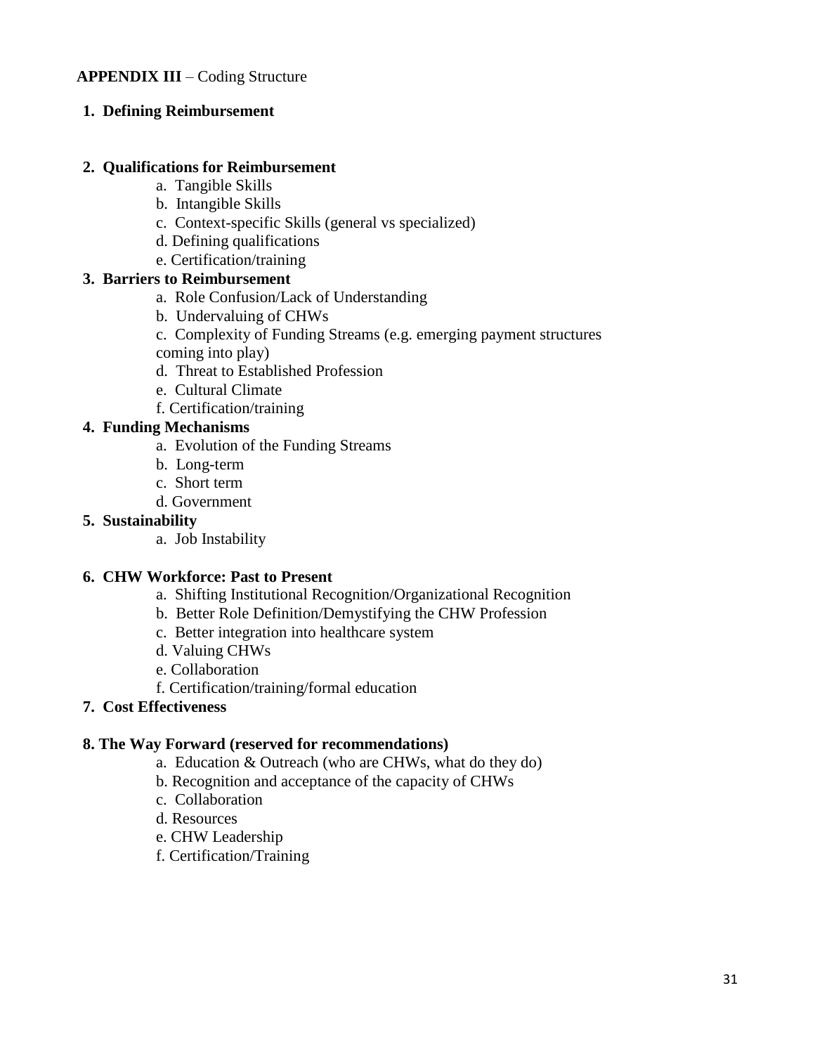**APPENDIX III** – Coding Structure

1. **Defining Reimbursement**

2. **Qualifications for Reimbursement**
    - a. Tangible Skills
    - b. Intangible Skills
    - c. Context-specific Skills (general vs specialized)
    - d. Defining qualifications
    - e. Certification/training
3. **Barriers to Reimbursement**
    - a. Role Confusion/Lack of Understanding
    - b. Undervaluing of CHWs
    - c. Complexity of Funding Streams (e.g. emerging payment structures coming into play)
    - d. Threat to Established Profession
    - e. Cultural Climate
    - f. Certification/training
4. **Funding Mechanisms**
    - a. Evolution of the Funding Streams
    - b. Long-term
    - c. Short term
    - d. Government
5. **Sustainability**
    - a. Job Instability

6. **CHW Workforce: Past to Present**
    - a. Shifting Institutional Recognition/Organizational Recognition
    - b. Better Role Definition/Demystifying the CHW Profession
    - c. Better integration into healthcare system
    - d. Valuing CHWs
    - e. Collaboration
    - f. Certification/training/formal education
7. **Cost Effectiveness**

8. **The Way Forward (reserved for recommendations)**
    - a. Education & Outreach (who are CHWs, what do they do)
    - b. Recognition and acceptance of the capacity of CHWs
    - c. Collaboration
    - d. Resources
    - e. CHW Leadership
    - f. Certification/Training